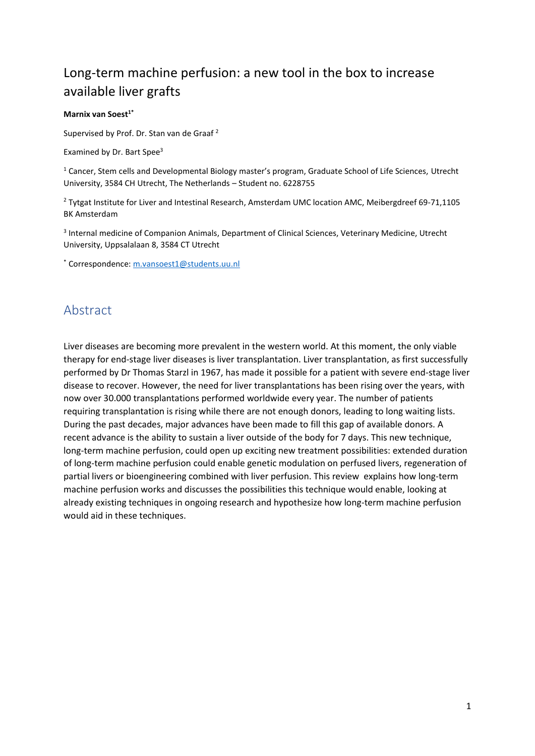# Long-term machine perfusion: a new tool in the box to increase available liver grafts

**Marnix van Soest[1*]**

Supervised by Prof. Dr. Stan van de Graaf [2]

Examined by Dr. Bart Spee[3]

[1] Cancer, Stem cells and Developmental Biology master's program, Graduate School of Life Sciences, Utrecht University, 3584 CH Utrecht, The Netherlands – Student no. 6228755

[2] Tytgat Institute for Liver and Intestinal Research, Amsterdam UMC location AMC, Meibergdreef 69-71,1105 BK Amsterdam

[3] Internal medicine of Companion Animals, Department of Clinical Sciences, Veterinary Medicine, Utrecht University, Uppsalalaan 8, 3584 CT Utrecht

[*] Correspondence: m.vansoest1@students.uu.nl

## Abstract

Liver diseases are becoming more prevalent in the western world. At this moment, the only viable therapy for end-stage liver diseases is liver transplantation. Liver transplantation, as first successfully performed by Dr Thomas Starzl in 1967, has made it possible for a patient with severe end-stage liver disease to recover. However, the need for liver transplantations has been rising over the years, with now over 30.000 transplantations performed worldwide every year. The number of patients requiring transplantation is rising while there are not enough donors, leading to long waiting lists. During the past decades, major advances have been made to fill this gap of available donors. A recent advance is the ability to sustain a liver outside of the body for 7 days. This new technique, long-term machine perfusion, could open up exciting new treatment possibilities: extended duration of long-term machine perfusion could enable genetic modulation on perfused livers, regeneration of partial livers or bioengineering combined with liver perfusion. This review explains how long-term machine perfusion works and discusses the possibilities this technique would enable, looking at already existing techniques in ongoing research and hypothesize how long-term machine perfusion would aid in these techniques.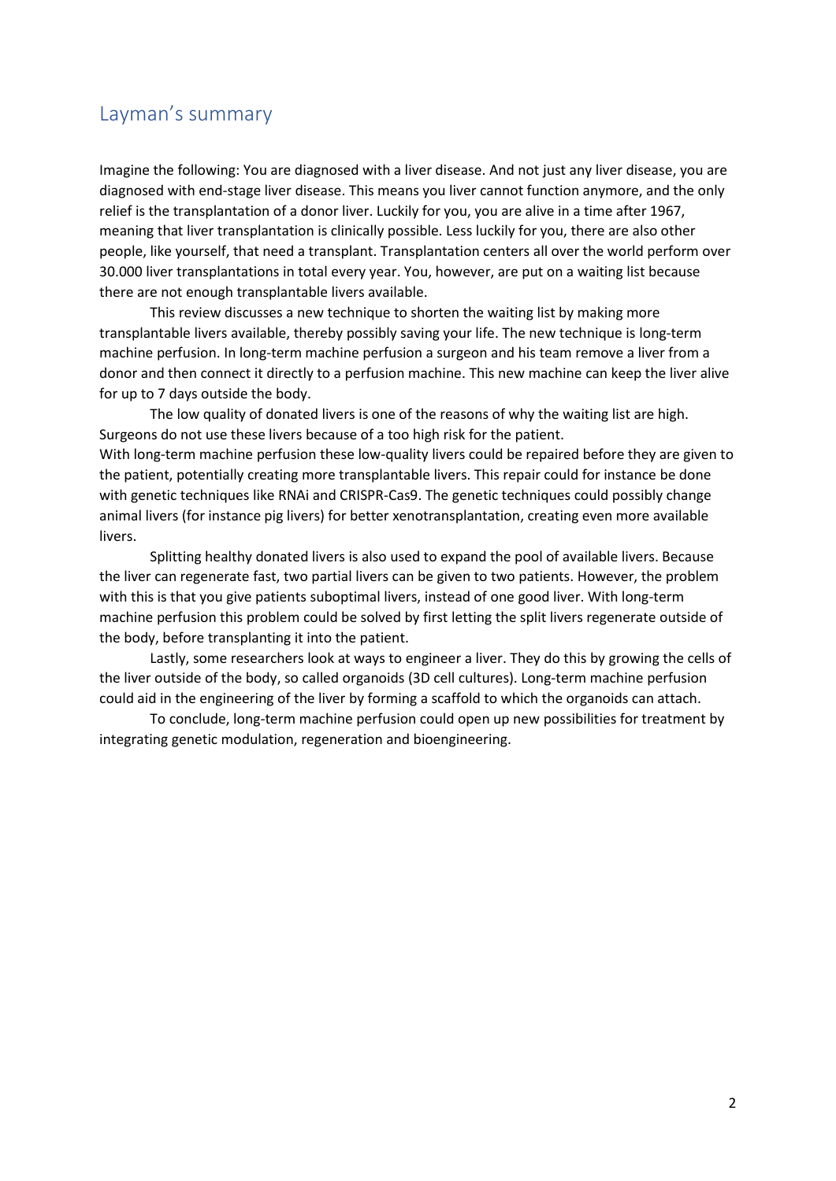## Layman's summary

Imagine the following: You are diagnosed with a liver disease. And not just any liver disease, you are diagnosed with end-stage liver disease. This means you liver cannot function anymore, and the only relief is the transplantation of a donor liver. Luckily for you, you are alive in a time after 1967, meaning that liver transplantation is clinically possible. Less luckily for you, there are also other people, like yourself, that need a transplant. Transplantation centers all over the world perform over 30.000 liver transplantations in total every year. You, however, are put on a waiting list because there are not enough transplantable livers available.

This review discusses a new technique to shorten the waiting list by making more transplantable livers available, thereby possibly saving your life. The new technique is long-term machine perfusion. In long-term machine perfusion a surgeon and his team remove a liver from a donor and then connect it directly to a perfusion machine. This new machine can keep the liver alive for up to 7 days outside the body.

The low quality of donated livers is one of the reasons of why the waiting list are high. Surgeons do not use these livers because of a too high risk for the patient.
With long-term machine perfusion these low-quality livers could be repaired before they are given to the patient, potentially creating more transplantable livers. This repair could for instance be done with genetic techniques like RNAi and CRISPR-Cas9. The genetic techniques could possibly change animal livers (for instance pig livers) for better xenotransplantation, creating even more available livers.

Splitting healthy donated livers is also used to expand the pool of available livers. Because the liver can regenerate fast, two partial livers can be given to two patients. However, the problem with this is that you give patients suboptimal livers, instead of one good liver. With long-term machine perfusion this problem could be solved by first letting the split livers regenerate outside of the body, before transplanting it into the patient.

Lastly, some researchers look at ways to engineer a liver. They do this by growing the cells of the liver outside of the body, so called organoids (3D cell cultures). Long-term machine perfusion could aid in the engineering of the liver by forming a scaffold to which the organoids can attach.

To conclude, long-term machine perfusion could open up new possibilities for treatment by integrating genetic modulation, regeneration and bioengineering.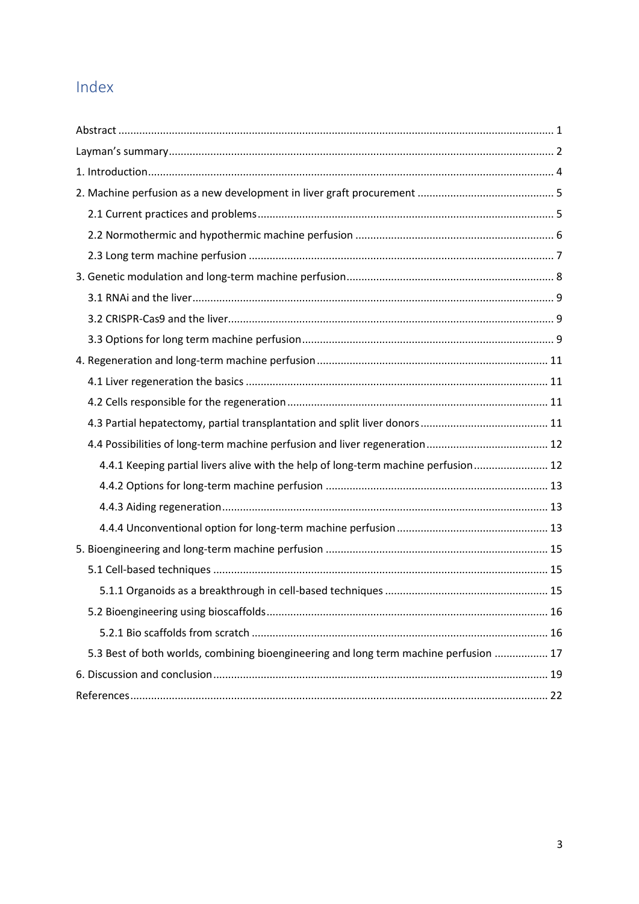# Index

- Abstract ... 1
- Layman's summary ... 2
- 1. Introduction ... 4
- 2. Machine perfusion as a new development in liver graft procurement ... 5
  - 2.1 Current practices and problems ... 5
  - 2.2 Normothermic and hypothermic machine perfusion ... 6
  - 2.3 Long term machine perfusion ... 7
- 3. Genetic modulation and long-term machine perfusion ... 8
  - 3.1 RNAi and the liver ... 9
  - 3.2 CRISPR-Cas9 and the liver ... 9
  - 3.3 Options for long term machine perfusion ... 9
- 4. Regeneration and long-term machine perfusion ... 11
  - 4.1 Liver regeneration the basics ... 11
  - 4.2 Cells responsible for the regeneration ... 11
  - 4.3 Partial hepatectomy, partial transplantation and split liver donors ... 11
  - 4.4 Possibilities of long-term machine perfusion and liver regeneration ... 12
    - 4.4.1 Keeping partial livers alive with the help of long-term machine perfusion ... 12
    - 4.4.2 Options for long-term machine perfusion ... 13
    - 4.4.3 Aiding regeneration ... 13
    - 4.4.4 Unconventional option for long-term machine perfusion ... 13
- 5. Bioengineering and long-term machine perfusion ... 15
  - 5.1 Cell-based techniques ... 15
    - 5.1.1 Organoids as a breakthrough in cell-based techniques ... 15
  - 5.2 Bioengineering using bioscaffolds ... 16
    - 5.2.1 Bio scaffolds from scratch ... 16
  - 5.3 Best of both worlds, combining bioengineering and long term machine perfusion ... 17
- 6. Discussion and conclusion ... 19
- References ... 22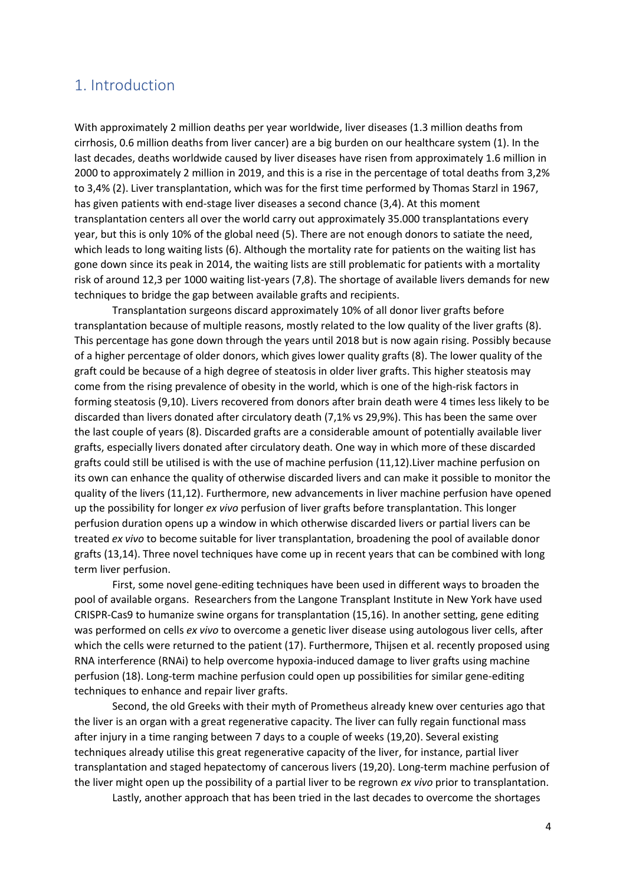# 1. Introduction

With approximately 2 million deaths per year worldwide, liver diseases (1.3 million deaths from cirrhosis, 0.6 million deaths from liver cancer) are a big burden on our healthcare system (1). In the last decades, deaths worldwide caused by liver diseases have risen from approximately 1.6 million in 2000 to approximately 2 million in 2019, and this is a rise in the percentage of total deaths from 3,2% to 3,4% (2). Liver transplantation, which was for the first time performed by Thomas Starzl in 1967, has given patients with end-stage liver diseases a second chance (3,4). At this moment transplantation centers all over the world carry out approximately 35.000 transplantations every year, but this is only 10% of the global need (5). There are not enough donors to satiate the need, which leads to long waiting lists (6). Although the mortality rate for patients on the waiting list has gone down since its peak in 2014, the waiting lists are still problematic for patients with a mortality risk of around 12,3 per 1000 waiting list-years (7,8). The shortage of available livers demands for new techniques to bridge the gap between available grafts and recipients.

Transplantation surgeons discard approximately 10% of all donor liver grafts before transplantation because of multiple reasons, mostly related to the low quality of the liver grafts (8). This percentage has gone down through the years until 2018 but is now again rising. Possibly because of a higher percentage of older donors, which gives lower quality grafts (8). The lower quality of the graft could be because of a high degree of steatosis in older liver grafts. This higher steatosis may come from the rising prevalence of obesity in the world, which is one of the high-risk factors in forming steatosis (9,10). Livers recovered from donors after brain death were 4 times less likely to be discarded than livers donated after circulatory death (7,1% vs 29,9%). This has been the same over the last couple of years (8). Discarded grafts are a considerable amount of potentially available liver grafts, especially livers donated after circulatory death. One way in which more of these discarded grafts could still be utilised is with the use of machine perfusion (11,12).Liver machine perfusion on its own can enhance the quality of otherwise discarded livers and can make it possible to monitor the quality of the livers (11,12). Furthermore, new advancements in liver machine perfusion have opened up the possibility for longer *ex vivo* perfusion of liver grafts before transplantation. This longer perfusion duration opens up a window in which otherwise discarded livers or partial livers can be treated *ex vivo* to become suitable for liver transplantation, broadening the pool of available donor grafts (13,14). Three novel techniques have come up in recent years that can be combined with long term liver perfusion.

First, some novel gene-editing techniques have been used in different ways to broaden the pool of available organs. Researchers from the Langone Transplant Institute in New York have used CRISPR-Cas9 to humanize swine organs for transplantation (15,16). In another setting, gene editing was performed on cells *ex vivo* to overcome a genetic liver disease using autologous liver cells, after which the cells were returned to the patient (17). Furthermore, Thijsen et al. recently proposed using RNA interference (RNAi) to help overcome hypoxia-induced damage to liver grafts using machine perfusion (18). Long-term machine perfusion could open up possibilities for similar gene-editing techniques to enhance and repair liver grafts.

Second, the old Greeks with their myth of Prometheus already knew over centuries ago that the liver is an organ with a great regenerative capacity. The liver can fully regain functional mass after injury in a time ranging between 7 days to a couple of weeks (19,20). Several existing techniques already utilise this great regenerative capacity of the liver, for instance, partial liver transplantation and staged hepatectomy of cancerous livers (19,20). Long-term machine perfusion of the liver might open up the possibility of a partial liver to be regrown *ex vivo* prior to transplantation.

Lastly, another approach that has been tried in the last decades to overcome the shortages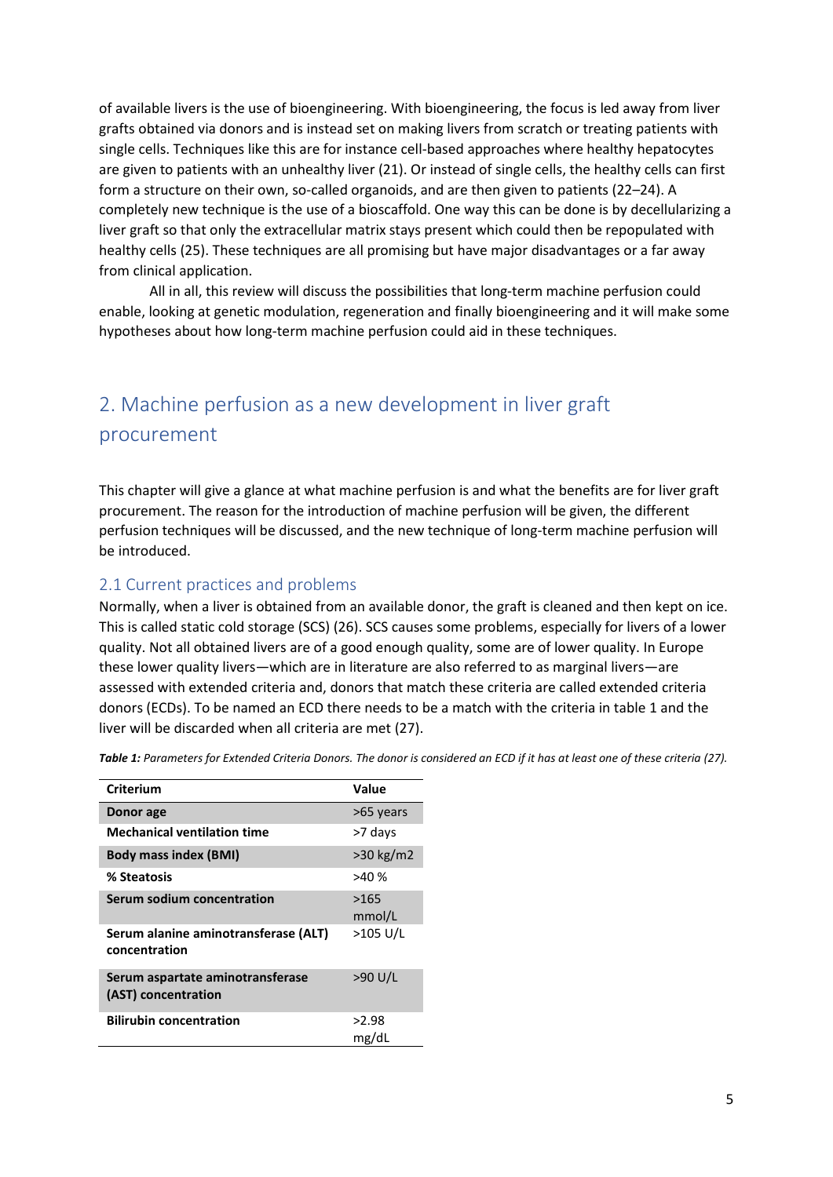of available livers is the use of bioengineering. With bioengineering, the focus is led away from liver grafts obtained via donors and is instead set on making livers from scratch or treating patients with single cells. Techniques like this are for instance cell-based approaches where healthy hepatocytes are given to patients with an unhealthy liver (21). Or instead of single cells, the healthy cells can first form a structure on their own, so-called organoids, and are then given to patients (22–24). A completely new technique is the use of a bioscaffold. One way this can be done is by decellularizing a liver graft so that only the extracellular matrix stays present which could then be repopulated with healthy cells (25). These techniques are all promising but have major disadvantages or a far away from clinical application.

All in all, this review will discuss the possibilities that long-term machine perfusion could enable, looking at genetic modulation, regeneration and finally bioengineering and it will make some hypotheses about how long-term machine perfusion could aid in these techniques.

# 2. Machine perfusion as a new development in liver graft procurement

This chapter will give a glance at what machine perfusion is and what the benefits are for liver graft procurement. The reason for the introduction of machine perfusion will be given, the different perfusion techniques will be discussed, and the new technique of long-term machine perfusion will be introduced.

## 2.1 Current practices and problems

Normally, when a liver is obtained from an available donor, the graft is cleaned and then kept on ice. This is called static cold storage (SCS) (26). SCS causes some problems, especially for livers of a lower quality. Not all obtained livers are of a good enough quality, some are of lower quality. In Europe these lower quality livers—which are in literature are also referred to as marginal livers—are assessed with extended criteria and, donors that match these criteria are called extended criteria donors (ECDs). To be named an ECD there needs to be a match with the criteria in table 1 and the liver will be discarded when all criteria are met (27).

***Table 1:*** *Parameters for Extended Criteria Donors. The donor is considered an ECD if it has at least one of these criteria (27).*

| Criterium | Value |
|---|---|
| **Donor age** | >65 years |
| **Mechanical ventilation time** | >7 days |
| **Body mass index (BMI)** | >30 kg/m2 |
| **% Steatosis** | >40 % |
| **Serum sodium concentration** | >165 mmol/L |
| **Serum alanine aminotransferase (ALT) concentration** | >105 U/L |
| **Serum aspartate aminotransferase (AST) concentration** | >90 U/L |
| **Bilirubin concentration** | >2.98 mg/dL |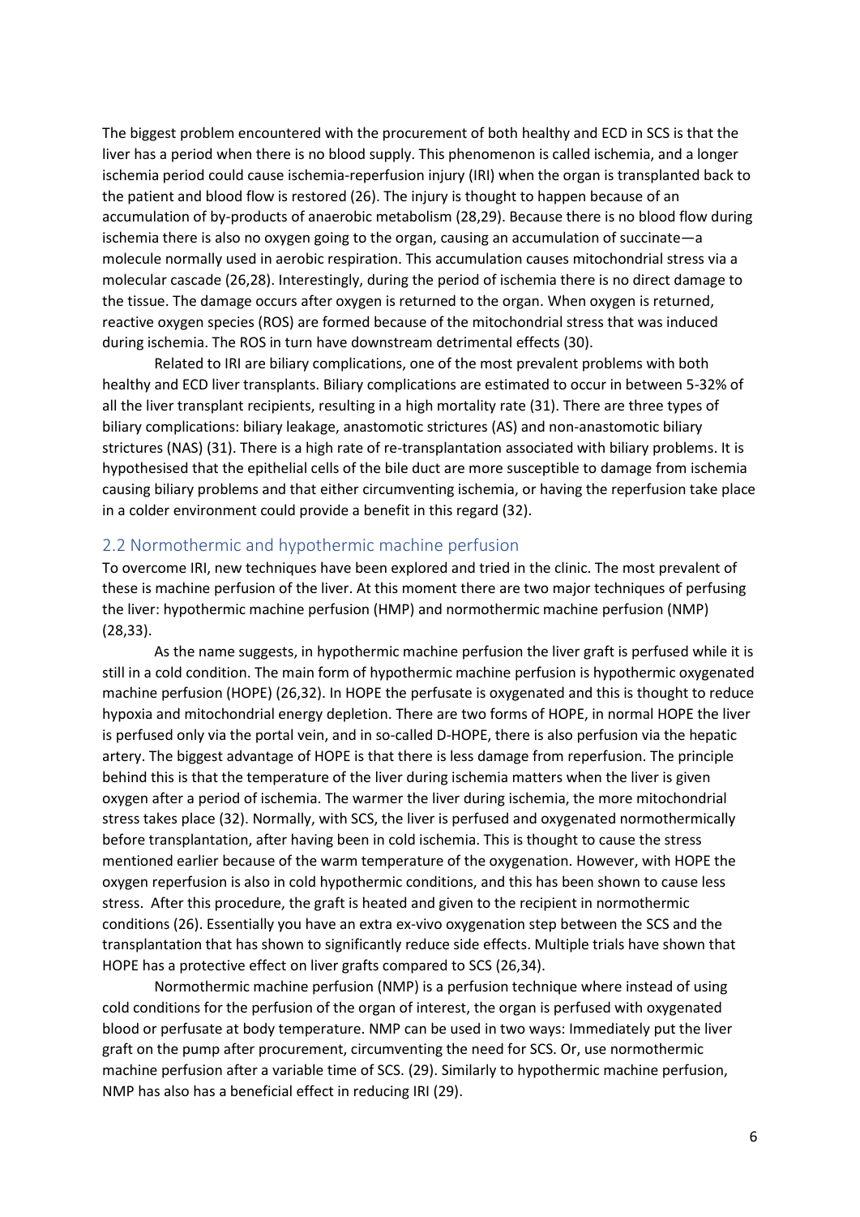The biggest problem encountered with the procurement of both healthy and ECD in SCS is that the liver has a period when there is no blood supply. This phenomenon is called ischemia, and a longer ischemia period could cause ischemia-reperfusion injury (IRI) when the organ is transplanted back to the patient and blood flow is restored (26). The injury is thought to happen because of an accumulation of by-products of anaerobic metabolism (28,29). Because there is no blood flow during ischemia there is also no oxygen going to the organ, causing an accumulation of succinate—a molecule normally used in aerobic respiration. This accumulation causes mitochondrial stress via a molecular cascade (26,28). Interestingly, during the period of ischemia there is no direct damage to the tissue. The damage occurs after oxygen is returned to the organ. When oxygen is returned, reactive oxygen species (ROS) are formed because of the mitochondrial stress that was induced during ischemia. The ROS in turn have downstream detrimental effects (30).

Related to IRI are biliary complications, one of the most prevalent problems with both healthy and ECD liver transplants. Biliary complications are estimated to occur in between 5-32% of all the liver transplant recipients, resulting in a high mortality rate (31). There are three types of biliary complications: biliary leakage, anastomotic strictures (AS) and non-anastomotic biliary strictures (NAS) (31). There is a high rate of re-transplantation associated with biliary problems. It is hypothesised that the epithelial cells of the bile duct are more susceptible to damage from ischemia causing biliary problems and that either circumventing ischemia, or having the reperfusion take place in a colder environment could provide a benefit in this regard (32).

## 2.2 Normothermic and hypothermic machine perfusion

To overcome IRI, new techniques have been explored and tried in the clinic. The most prevalent of these is machine perfusion of the liver. At this moment there are two major techniques of perfusing the liver: hypothermic machine perfusion (HMP) and normothermic machine perfusion (NMP) (28,33).

As the name suggests, in hypothermic machine perfusion the liver graft is perfused while it is still in a cold condition. The main form of hypothermic machine perfusion is hypothermic oxygenated machine perfusion (HOPE) (26,32). In HOPE the perfusate is oxygenated and this is thought to reduce hypoxia and mitochondrial energy depletion. There are two forms of HOPE, in normal HOPE the liver is perfused only via the portal vein, and in so-called D-HOPE, there is also perfusion via the hepatic artery. The biggest advantage of HOPE is that there is less damage from reperfusion. The principle behind this is that the temperature of the liver during ischemia matters when the liver is given oxygen after a period of ischemia. The warmer the liver during ischemia, the more mitochondrial stress takes place (32). Normally, with SCS, the liver is perfused and oxygenated normothermically before transplantation, after having been in cold ischemia. This is thought to cause the stress mentioned earlier because of the warm temperature of the oxygenation. However, with HOPE the oxygen reperfusion is also in cold hypothermic conditions, and this has been shown to cause less stress. After this procedure, the graft is heated and given to the recipient in normothermic conditions (26). Essentially you have an extra ex-vivo oxygenation step between the SCS and the transplantation that has shown to significantly reduce side effects. Multiple trials have shown that HOPE has a protective effect on liver grafts compared to SCS (26,34).

Normothermic machine perfusion (NMP) is a perfusion technique where instead of using cold conditions for the perfusion of the organ of interest, the organ is perfused with oxygenated blood or perfusate at body temperature. NMP can be used in two ways: Immediately put the liver graft on the pump after procurement, circumventing the need for SCS. Or, use normothermic machine perfusion after a variable time of SCS. (29). Similarly to hypothermic machine perfusion, NMP has also has a beneficial effect in reducing IRI (29).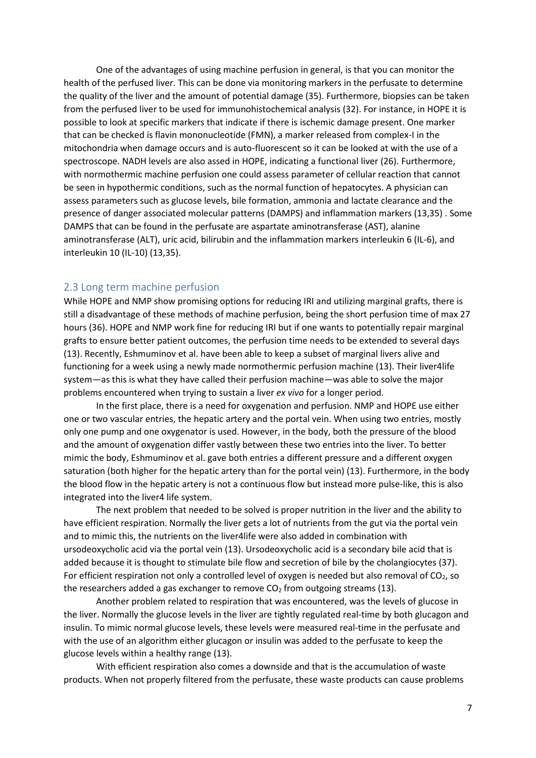One of the advantages of using machine perfusion in general, is that you can monitor the health of the perfused liver. This can be done via monitoring markers in the perfusate to determine the quality of the liver and the amount of potential damage (35). Furthermore, biopsies can be taken from the perfused liver to be used for immunohistochemical analysis (32). For instance, in HOPE it is possible to look at specific markers that indicate if there is ischemic damage present. One marker that can be checked is flavin mononucleotide (FMN), a marker released from complex-I in the mitochondria when damage occurs and is auto-fluorescent so it can be looked at with the use of a spectroscope. NADH levels are also assed in HOPE, indicating a functional liver (26). Furthermore, with normothermic machine perfusion one could assess parameter of cellular reaction that cannot be seen in hypothermic conditions, such as the normal function of hepatocytes. A physician can assess parameters such as glucose levels, bile formation, ammonia and lactate clearance and the presence of danger associated molecular patterns (DAMPS) and inflammation markers (13,35) . Some DAMPS that can be found in the perfusate are aspartate aminotransferase (AST), alanine aminotransferase (ALT), uric acid, bilirubin and the inflammation markers interleukin 6 (IL-6), and interleukin 10 (IL-10) (13,35).

## 2.3 Long term machine perfusion

While HOPE and NMP show promising options for reducing IRI and utilizing marginal grafts, there is still a disadvantage of these methods of machine perfusion, being the short perfusion time of max 27 hours (36). HOPE and NMP work fine for reducing IRI but if one wants to potentially repair marginal grafts to ensure better patient outcomes, the perfusion time needs to be extended to several days (13). Recently, Eshmuminov et al. have been able to keep a subset of marginal livers alive and functioning for a week using a newly made normothermic perfusion machine (13). Their liver4life system—as this is what they have called their perfusion machine—was able to solve the major problems encountered when trying to sustain a liver *ex vivo* for a longer period.

In the first place, there is a need for oxygenation and perfusion. NMP and HOPE use either one or two vascular entries, the hepatic artery and the portal vein. When using two entries, mostly only one pump and one oxygenator is used. However, in the body, both the pressure of the blood and the amount of oxygenation differ vastly between these two entries into the liver. To better mimic the body, Eshmuminov et al. gave both entries a different pressure and a different oxygen saturation (both higher for the hepatic artery than for the portal vein) (13). Furthermore, in the body the blood flow in the hepatic artery is not a continuous flow but instead more pulse-like, this is also integrated into the liver4 life system.

The next problem that needed to be solved is proper nutrition in the liver and the ability to have efficient respiration. Normally the liver gets a lot of nutrients from the gut via the portal vein and to mimic this, the nutrients on the liver4life were also added in combination with ursodeoxycholic acid via the portal vein (13). Ursodeoxycholic acid is a secondary bile acid that is added because it is thought to stimulate bile flow and secretion of bile by the cholangiocytes (37). For efficient respiration not only a controlled level of oxygen is needed but also removal of $CO_2$, so the researchers added a gas exchanger to remove $CO_2$ from outgoing streams (13).

Another problem related to respiration that was encountered, was the levels of glucose in the liver. Normally the glucose levels in the liver are tightly regulated real-time by both glucagon and insulin. To mimic normal glucose levels, these levels were measured real-time in the perfusate and with the use of an algorithm either glucagon or insulin was added to the perfusate to keep the glucose levels within a healthy range (13).

With efficient respiration also comes a downside and that is the accumulation of waste products. When not properly filtered from the perfusate, these waste products can cause problems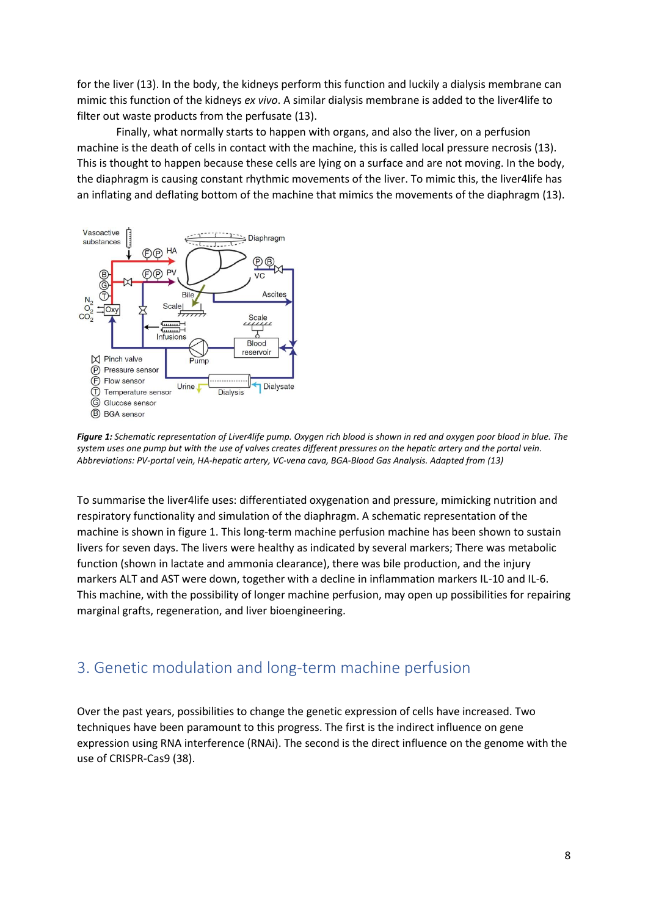for the liver (13). In the body, the kidneys perform this function and luckily a dialysis membrane can mimic this function of the kidneys *ex vivo*. A similar dialysis membrane is added to the liver4life to filter out waste products from the perfusate (13).

Finally, what normally starts to happen with organs, and also the liver, on a perfusion machine is the death of cells in contact with the machine, this is called local pressure necrosis (13). This is thought to happen because these cells are lying on a surface and are not moving. In the body, the diaphragm is causing constant rhythmic movements of the liver. To mimic this, the liver4life has an inflating and deflating bottom of the machine that mimics the movements of the diaphragm (13).

***Figure 1:*** *Schematic representation of Liver4life pump. Oxygen rich blood is shown in red and oxygen poor blood in blue. The system uses one pump but with the use of valves creates different pressures on the hepatic artery and the portal vein. Abbreviations: PV-portal vein, HA-hepatic artery, VC-vena cava, BGA-Blood Gas Analysis. Adapted from (13)*

To summarise the liver4life uses: differentiated oxygenation and pressure, mimicking nutrition and respiratory functionality and simulation of the diaphragm. A schematic representation of the machine is shown in figure 1. This long-term machine perfusion machine has been shown to sustain livers for seven days. The livers were healthy as indicated by several markers; There was metabolic function (shown in lactate and ammonia clearance), there was bile production, and the injury markers ALT and AST were down, together with a decline in inflammation markers IL-10 and IL-6. This machine, with the possibility of longer machine perfusion, may open up possibilities for repairing marginal grafts, regeneration, and liver bioengineering.

## 3. Genetic modulation and long-term machine perfusion

Over the past years, possibilities to change the genetic expression of cells have increased. Two techniques have been paramount to this progress. The first is the indirect influence on gene expression using RNA interference (RNAi). The second is the direct influence on the genome with the use of CRISPR-Cas9 (38).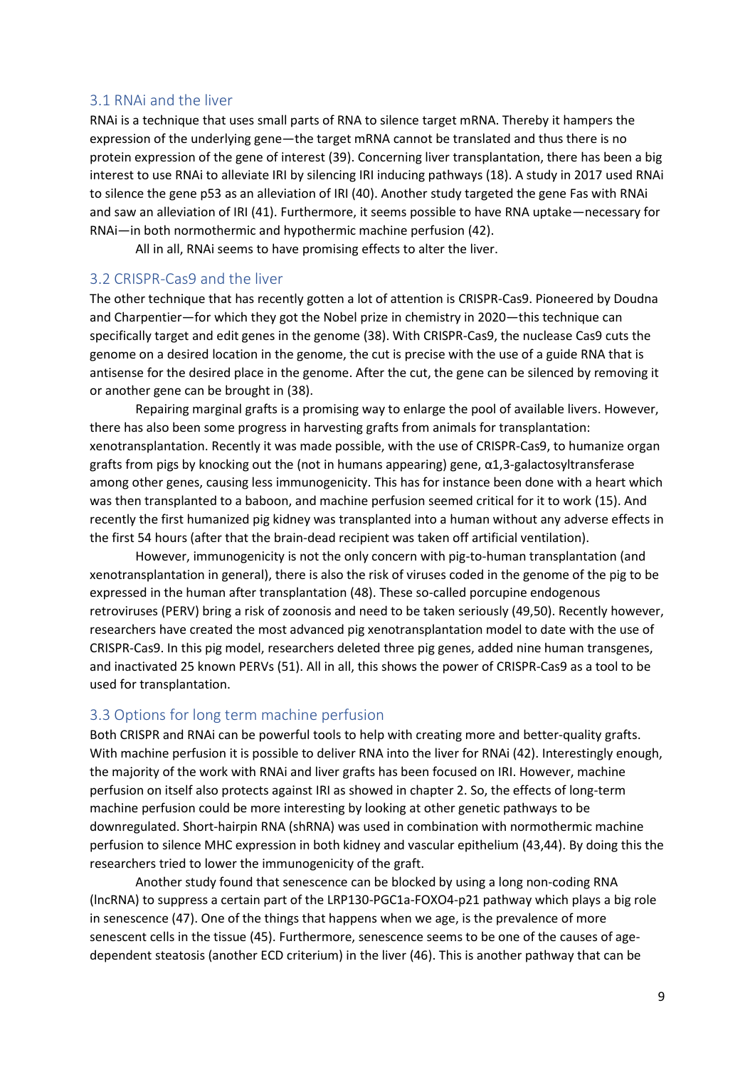### 3.1 RNAi and the liver

RNAi is a technique that uses small parts of RNA to silence target mRNA. Thereby it hampers the expression of the underlying gene—the target mRNA cannot be translated and thus there is no protein expression of the gene of interest (39). Concerning liver transplantation, there has been a big interest to use RNAi to alleviate IRI by silencing IRI inducing pathways (18). A study in 2017 used RNAi to silence the gene p53 as an alleviation of IRI (40). Another study targeted the gene Fas with RNAi and saw an alleviation of IRI (41). Furthermore, it seems possible to have RNA uptake—necessary for RNAi—in both normothermic and hypothermic machine perfusion (42).

All in all, RNAi seems to have promising effects to alter the liver.

### 3.2 CRISPR-Cas9 and the liver

The other technique that has recently gotten a lot of attention is CRISPR-Cas9. Pioneered by Doudna and Charpentier—for which they got the Nobel prize in chemistry in 2020—this technique can specifically target and edit genes in the genome (38). With CRISPR-Cas9, the nuclease Cas9 cuts the genome on a desired location in the genome, the cut is precise with the use of a guide RNA that is antisense for the desired place in the genome. After the cut, the gene can be silenced by removing it or another gene can be brought in (38).

Repairing marginal grafts is a promising way to enlarge the pool of available livers. However, there has also been some progress in harvesting grafts from animals for transplantation: xenotransplantation. Recently it was made possible, with the use of CRISPR-Cas9, to humanize organ grafts from pigs by knocking out the (not in humans appearing) gene, α1,3-galactosyltransferase among other genes, causing less immunogenicity. This has for instance been done with a heart which was then transplanted to a baboon, and machine perfusion seemed critical for it to work (15). And recently the first humanized pig kidney was transplanted into a human without any adverse effects in the first 54 hours (after that the brain-dead recipient was taken off artificial ventilation).

However, immunogenicity is not the only concern with pig-to-human transplantation (and xenotransplantation in general), there is also the risk of viruses coded in the genome of the pig to be expressed in the human after transplantation (48). These so-called porcupine endogenous retroviruses (PERV) bring a risk of zoonosis and need to be taken seriously (49,50). Recently however, researchers have created the most advanced pig xenotransplantation model to date with the use of CRISPR-Cas9. In this pig model, researchers deleted three pig genes, added nine human transgenes, and inactivated 25 known PERVs (51). All in all, this shows the power of CRISPR-Cas9 as a tool to be used for transplantation.

### 3.3 Options for long term machine perfusion

Both CRISPR and RNAi can be powerful tools to help with creating more and better-quality grafts. With machine perfusion it is possible to deliver RNA into the liver for RNAi (42). Interestingly enough, the majority of the work with RNAi and liver grafts has been focused on IRI. However, machine perfusion on itself also protects against IRI as showed in chapter 2. So, the effects of long-term machine perfusion could be more interesting by looking at other genetic pathways to be downregulated. Short-hairpin RNA (shRNA) was used in combination with normothermic machine perfusion to silence MHC expression in both kidney and vascular epithelium (43,44). By doing this the researchers tried to lower the immunogenicity of the graft.

Another study found that senescence can be blocked by using a long non-coding RNA (lncRNA) to suppress a certain part of the LRP130-PGC1a-FOXO4-p21 pathway which plays a big role in senescence (47). One of the things that happens when we age, is the prevalence of more senescent cells in the tissue (45). Furthermore, senescence seems to be one of the causes of age-dependent steatosis (another ECD criterium) in the liver (46). This is another pathway that can be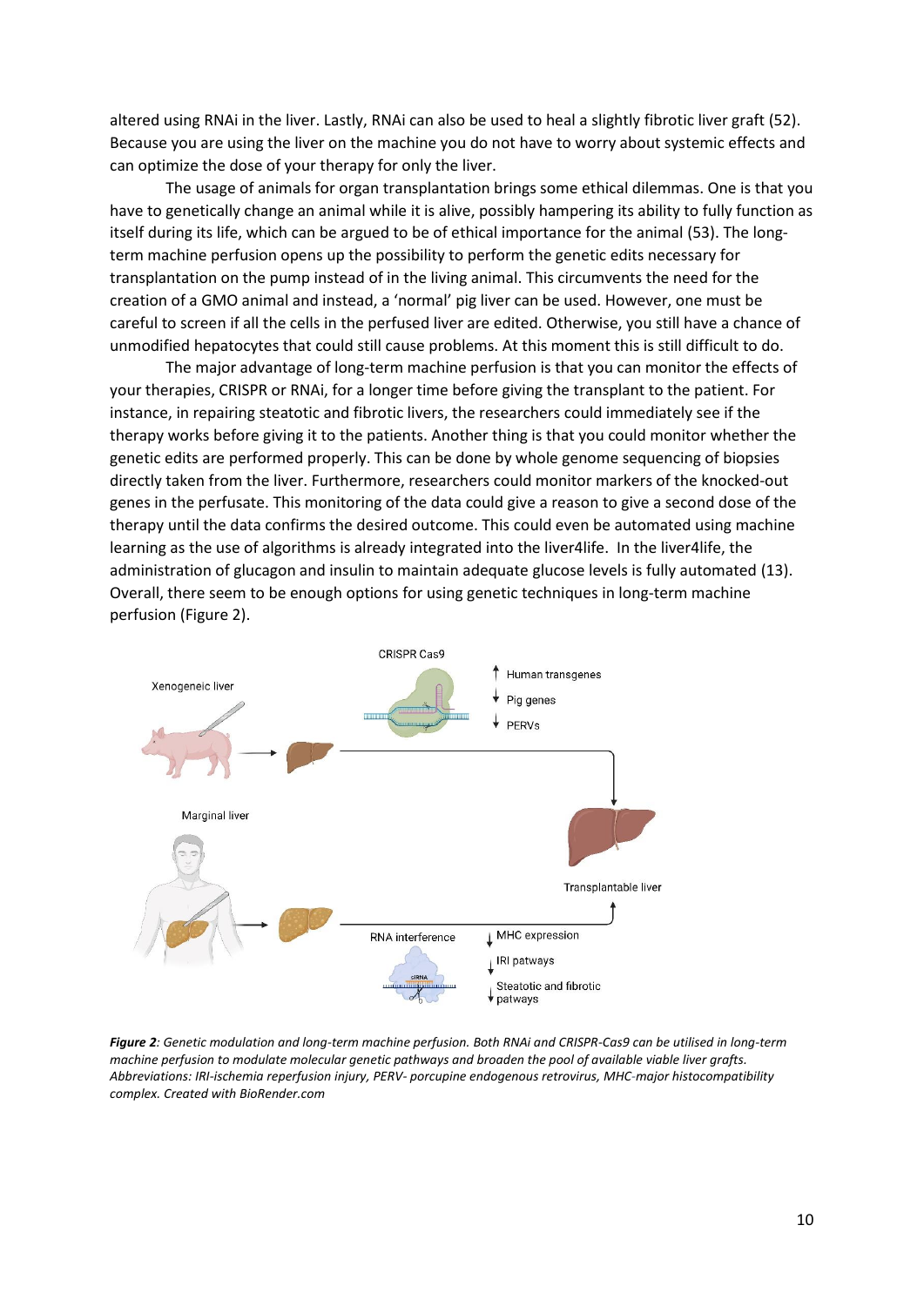altered using RNAi in the liver. Lastly, RNAi can also be used to heal a slightly fibrotic liver graft (52). Because you are using the liver on the machine you do not have to worry about systemic effects and can optimize the dose of your therapy for only the liver.

The usage of animals for organ transplantation brings some ethical dilemmas. One is that you have to genetically change an animal while it is alive, possibly hampering its ability to fully function as itself during its life, which can be argued to be of ethical importance for the animal (53). The long-term machine perfusion opens up the possibility to perform the genetic edits necessary for transplantation on the pump instead of in the living animal. This circumvents the need for the creation of a GMO animal and instead, a 'normal' pig liver can be used. However, one must be careful to screen if all the cells in the perfused liver are edited. Otherwise, you still have a chance of unmodified hepatocytes that could still cause problems. At this moment this is still difficult to do.

The major advantage of long-term machine perfusion is that you can monitor the effects of your therapies, CRISPR or RNAi, for a longer time before giving the transplant to the patient. For instance, in repairing steatotic and fibrotic livers, the researchers could immediately see if the therapy works before giving it to the patients. Another thing is that you could monitor whether the genetic edits are performed properly. This can be done by whole genome sequencing of biopsies directly taken from the liver. Furthermore, researchers could monitor markers of the knocked-out genes in the perfusate. This monitoring of the data could give a reason to give a second dose of the therapy until the data confirms the desired outcome. This could even be automated using machine learning as the use of algorithms is already integrated into the liver4life. In the liver4life, the administration of glucagon and insulin to maintain adequate glucose levels is fully automated (13). Overall, there seem to be enough options for using genetic techniques in long-term machine perfusion (Figure 2).

***Figure 2**: Genetic modulation and long-term machine perfusion. Both RNAi and CRISPR-Cas9 can be utilised in long-term machine perfusion to modulate molecular genetic pathways and broaden the pool of available viable liver grafts. Abbreviations: IRI-ischemia reperfusion injury, PERV- porcupine endogenous retrovirus, MHC-major histocompatibility complex. Created with BioRender.com*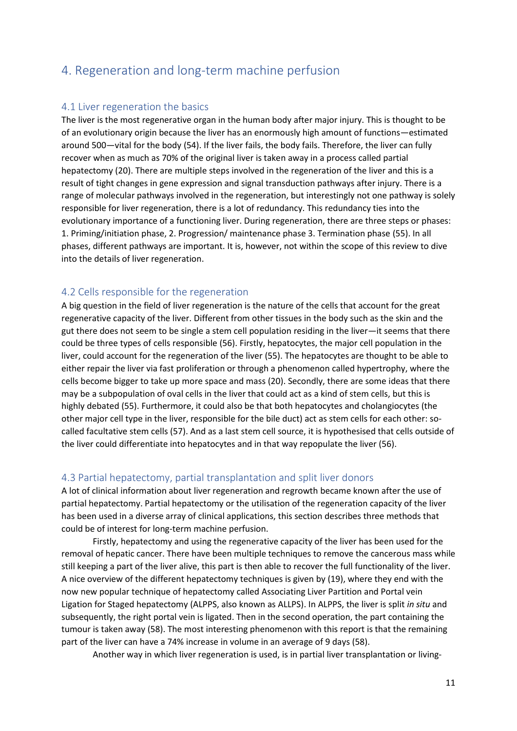# 4. Regeneration and long-term machine perfusion

## 4.1 Liver regeneration the basics

The liver is the most regenerative organ in the human body after major injury. This is thought to be of an evolutionary origin because the liver has an enormously high amount of functions—estimated around 500—vital for the body (54). If the liver fails, the body fails. Therefore, the liver can fully recover when as much as 70% of the original liver is taken away in a process called partial hepatectomy (20). There are multiple steps involved in the regeneration of the liver and this is a result of tight changes in gene expression and signal transduction pathways after injury. There is a range of molecular pathways involved in the regeneration, but interestingly not one pathway is solely responsible for liver regeneration, there is a lot of redundancy. This redundancy ties into the evolutionary importance of a functioning liver. During regeneration, there are three steps or phases: 1. Priming/initiation phase, 2. Progression/ maintenance phase 3. Termination phase (55). In all phases, different pathways are important. It is, however, not within the scope of this review to dive into the details of liver regeneration.

## 4.2 Cells responsible for the regeneration

A big question in the field of liver regeneration is the nature of the cells that account for the great regenerative capacity of the liver. Different from other tissues in the body such as the skin and the gut there does not seem to be single a stem cell population residing in the liver—it seems that there could be three types of cells responsible (56). Firstly, hepatocytes, the major cell population in the liver, could account for the regeneration of the liver (55). The hepatocytes are thought to be able to either repair the liver via fast proliferation or through a phenomenon called hypertrophy, where the cells become bigger to take up more space and mass (20). Secondly, there are some ideas that there may be a subpopulation of oval cells in the liver that could act as a kind of stem cells, but this is highly debated (55). Furthermore, it could also be that both hepatocytes and cholangiocytes (the other major cell type in the liver, responsible for the bile duct) act as stem cells for each other: so-called facultative stem cells (57). And as a last stem cell source, it is hypothesised that cells outside of the liver could differentiate into hepatocytes and in that way repopulate the liver (56).

## 4.3 Partial hepatectomy, partial transplantation and split liver donors

A lot of clinical information about liver regeneration and regrowth became known after the use of partial hepatectomy. Partial hepatectomy or the utilisation of the regeneration capacity of the liver has been used in a diverse array of clinical applications, this section describes three methods that could be of interest for long-term machine perfusion.

Firstly, hepatectomy and using the regenerative capacity of the liver has been used for the removal of hepatic cancer. There have been multiple techniques to remove the cancerous mass while still keeping a part of the liver alive, this part is then able to recover the full functionality of the liver. A nice overview of the different hepatectomy techniques is given by (19), where they end with the now new popular technique of hepatectomy called Associating Liver Partition and Portal vein Ligation for Staged hepatectomy (ALPPS, also known as ALLPS). In ALPPS, the liver is split *in situ* and subsequently, the right portal vein is ligated. Then in the second operation, the part containing the tumour is taken away (58). The most interesting phenomenon with this report is that the remaining part of the liver can have a 74% increase in volume in an average of 9 days (58).

Another way in which liver regeneration is used, is in partial liver transplantation or living-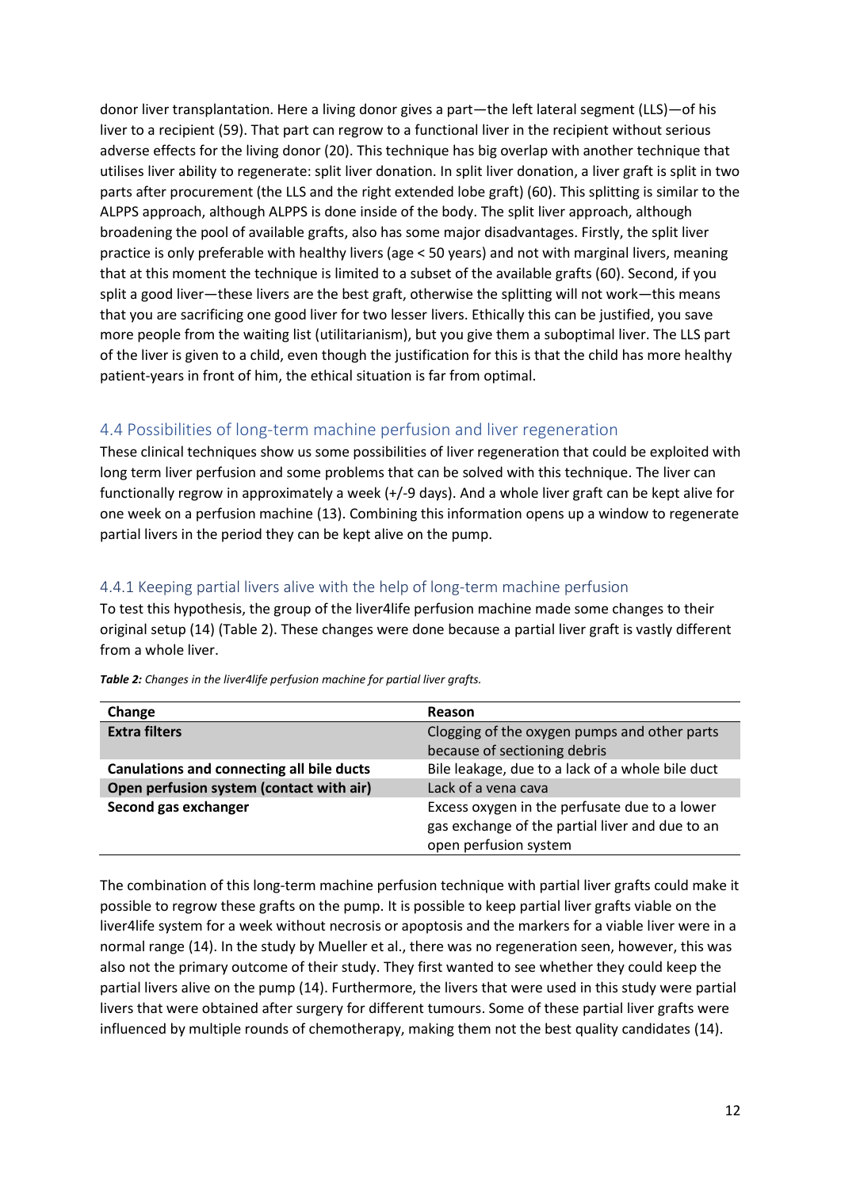donor liver transplantation. Here a living donor gives a part—the left lateral segment (LLS)—of his liver to a recipient (59). That part can regrow to a functional liver in the recipient without serious adverse effects for the living donor (20). This technique has big overlap with another technique that utilises liver ability to regenerate: split liver donation. In split liver donation, a liver graft is split in two parts after procurement (the LLS and the right extended lobe graft) (60). This splitting is similar to the ALPPS approach, although ALPPS is done inside of the body. The split liver approach, although broadening the pool of available grafts, also has some major disadvantages. Firstly, the split liver practice is only preferable with healthy livers (age < 50 years) and not with marginal livers, meaning that at this moment the technique is limited to a subset of the available grafts (60). Second, if you split a good liver—these livers are the best graft, otherwise the splitting will not work—this means that you are sacrificing one good liver for two lesser livers. Ethically this can be justified, you save more people from the waiting list (utilitarianism), but you give them a suboptimal liver. The LLS part of the liver is given to a child, even though the justification for this is that the child has more healthy patient-years in front of him, the ethical situation is far from optimal.

## 4.4 Possibilities of long-term machine perfusion and liver regeneration

These clinical techniques show us some possibilities of liver regeneration that could be exploited with long term liver perfusion and some problems that can be solved with this technique. The liver can functionally regrow in approximately a week (+/-9 days). And a whole liver graft can be kept alive for one week on a perfusion machine (13). Combining this information opens up a window to regenerate partial livers in the period they can be kept alive on the pump.

### 4.4.1 Keeping partial livers alive with the help of long-term machine perfusion

To test this hypothesis, the group of the liver4life perfusion machine made some changes to their original setup (14) (Table 2). These changes were done because a partial liver graft is vastly different from a whole liver.

***Table 2:*** *Changes in the liver4life perfusion machine for partial liver grafts.*

| Change | Reason |
|---|---|
| **Extra filters** | Clogging of the oxygen pumps and other parts because of sectioning debris |
| **Canulations and connecting all bile ducts** | Bile leakage, due to a lack of a whole bile duct |
| **Open perfusion system (contact with air)** | Lack of a vena cava |
| **Second gas exchanger** | Excess oxygen in the perfusate due to a lower gas exchange of the partial liver and due to an open perfusion system |

The combination of this long-term machine perfusion technique with partial liver grafts could make it possible to regrow these grafts on the pump. It is possible to keep partial liver grafts viable on the liver4life system for a week without necrosis or apoptosis and the markers for a viable liver were in a normal range (14). In the study by Mueller et al., there was no regeneration seen, however, this was also not the primary outcome of their study. They first wanted to see whether they could keep the partial livers alive on the pump (14). Furthermore, the livers that were used in this study were partial livers that were obtained after surgery for different tumours. Some of these partial liver grafts were influenced by multiple rounds of chemotherapy, making them not the best quality candidates (14).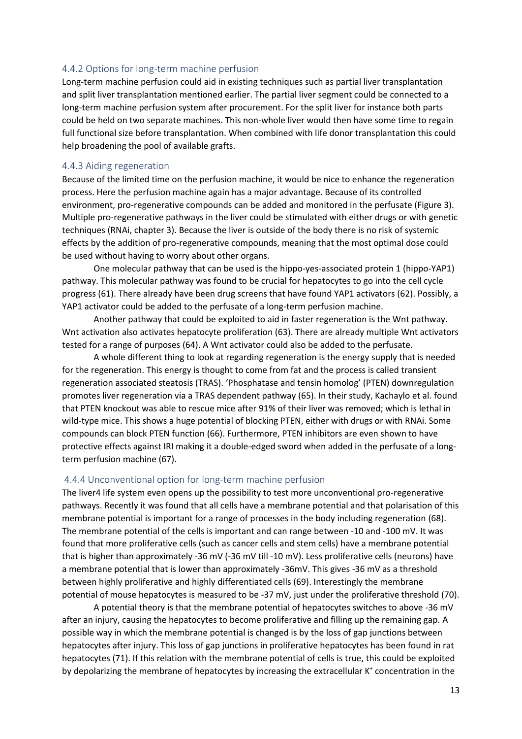### 4.4.2 Options for long-term machine perfusion

Long-term machine perfusion could aid in existing techniques such as partial liver transplantation and split liver transplantation mentioned earlier. The partial liver segment could be connected to a long-term machine perfusion system after procurement. For the split liver for instance both parts could be held on two separate machines. This non-whole liver would then have some time to regain full functional size before transplantation. When combined with life donor transplantation this could help broadening the pool of available grafts.

### 4.4.3 Aiding regeneration

Because of the limited time on the perfusion machine, it would be nice to enhance the regeneration process. Here the perfusion machine again has a major advantage. Because of its controlled environment, pro-regenerative compounds can be added and monitored in the perfusate (Figure 3). Multiple pro-regenerative pathways in the liver could be stimulated with either drugs or with genetic techniques (RNAi, chapter 3). Because the liver is outside of the body there is no risk of systemic effects by the addition of pro-regenerative compounds, meaning that the most optimal dose could be used without having to worry about other organs.

One molecular pathway that can be used is the hippo-yes-associated protein 1 (hippo-YAP1) pathway. This molecular pathway was found to be crucial for hepatocytes to go into the cell cycle progress (61). There already have been drug screens that have found YAP1 activators (62). Possibly, a YAP1 activator could be added to the perfusate of a long-term perfusion machine.

Another pathway that could be exploited to aid in faster regeneration is the Wnt pathway. Wnt activation also activates hepatocyte proliferation (63). There are already multiple Wnt activators tested for a range of purposes (64). A Wnt activator could also be added to the perfusate.

A whole different thing to look at regarding regeneration is the energy supply that is needed for the regeneration. This energy is thought to come from fat and the process is called transient regeneration associated steatosis (TRAS). 'Phosphatase and tensin homolog' (PTEN) downregulation promotes liver regeneration via a TRAS dependent pathway (65). In their study, Kachaylo et al. found that PTEN knockout was able to rescue mice after 91% of their liver was removed; which is lethal in wild-type mice. This shows a huge potential of blocking PTEN, either with drugs or with RNAi. Some compounds can block PTEN function (66). Furthermore, PTEN inhibitors are even shown to have protective effects against IRI making it a double-edged sword when added in the perfusate of a long-term perfusion machine (67).

### 4.4.4 Unconventional option for long-term machine perfusion

The liver4 life system even opens up the possibility to test more unconventional pro-regenerative pathways. Recently it was found that all cells have a membrane potential and that polarisation of this membrane potential is important for a range of processes in the body including regeneration (68). The membrane potential of the cells is important and can range between -10 and -100 mV. It was found that more proliferative cells (such as cancer cells and stem cells) have a membrane potential that is higher than approximately -36 mV (-36 mV till -10 mV). Less proliferative cells (neurons) have a membrane potential that is lower than approximately -36mV. This gives -36 mV as a threshold between highly proliferative and highly differentiated cells (69). Interestingly the membrane potential of mouse hepatocytes is measured to be -37 mV, just under the proliferative threshold (70).

A potential theory is that the membrane potential of hepatocytes switches to above -36 mV after an injury, causing the hepatocytes to become proliferative and filling up the remaining gap. A possible way in which the membrane potential is changed is by the loss of gap junctions between hepatocytes after injury. This loss of gap junctions in proliferative hepatocytes has been found in rat hepatocytes (71). If this relation with the membrane potential of cells is true, this could be exploited by depolarizing the membrane of hepatocytes by increasing the extracellular $K^+$ concentration in the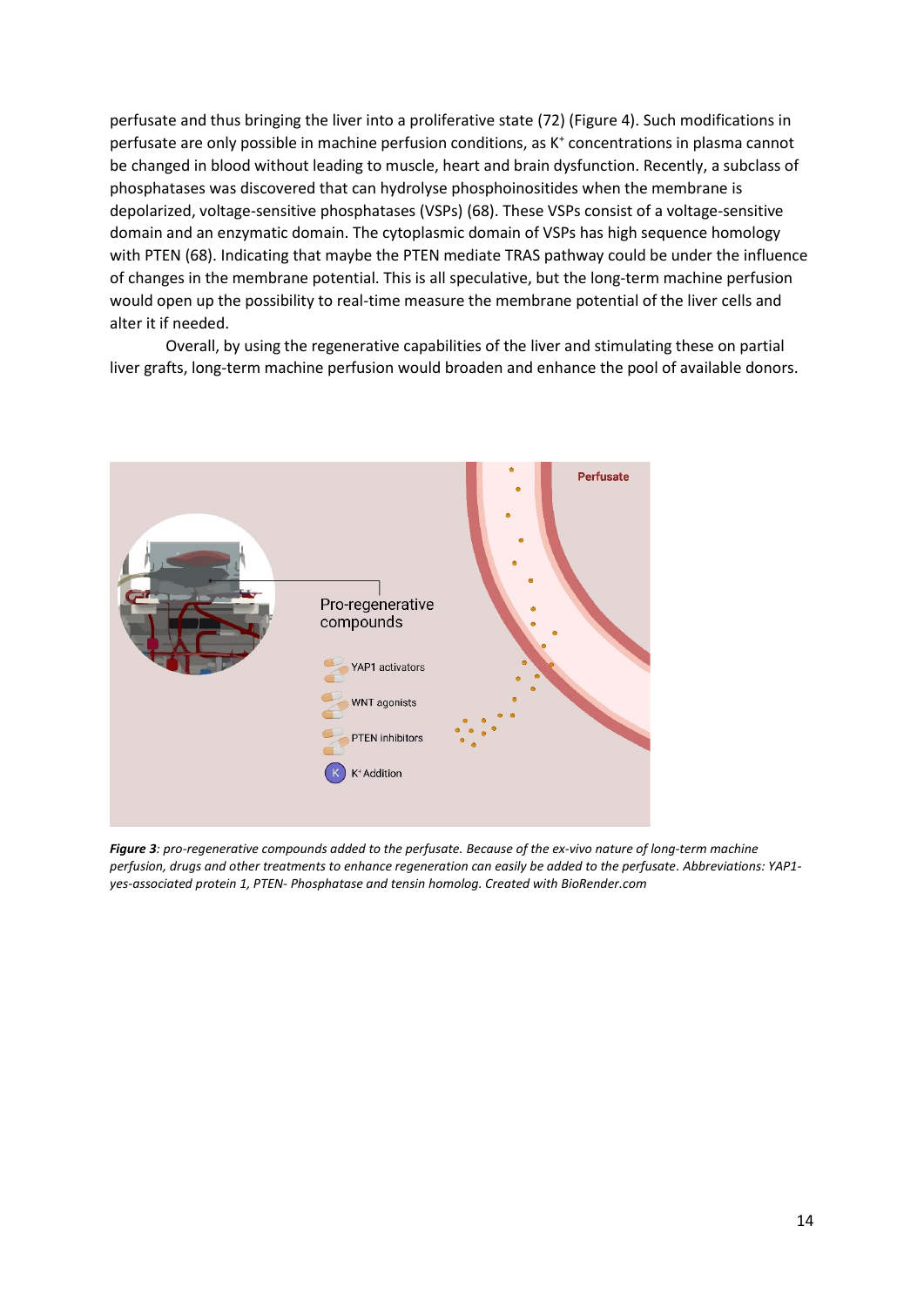perfusate and thus bringing the liver into a proliferative state (72) (Figure 4). Such modifications in perfusate are only possible in machine perfusion conditions, as $K^+$ concentrations in plasma cannot be changed in blood without leading to muscle, heart and brain dysfunction. Recently, a subclass of phosphatases was discovered that can hydrolyse phosphoinositides when the membrane is depolarized, voltage-sensitive phosphatases (VSPs) (68). These VSPs consist of a voltage-sensitive domain and an enzymatic domain. The cytoplasmic domain of VSPs has high sequence homology with PTEN (68). Indicating that maybe the PTEN mediate TRAS pathway could be under the influence of changes in the membrane potential. This is all speculative, but the long-term machine perfusion would open up the possibility to real-time measure the membrane potential of the liver cells and alter it if needed.

Overall, by using the regenerative capabilities of the liver and stimulating these on partial liver grafts, long-term machine perfusion would broaden and enhance the pool of available donors.

Perfusate

Pro-regenerative compounds

YAP1 activators

WNT agonists

PTEN inhibitors

$K^+$ Addition

***Figure 3**: pro-regenerative compounds added to the perfusate. Because of the ex-vivo nature of long-term machine perfusion, drugs and other treatments to enhance regeneration can easily be added to the perfusate. Abbreviations: YAP1-yes-associated protein 1, PTEN- Phosphatase and tensin homolog. Created with BioRender.com*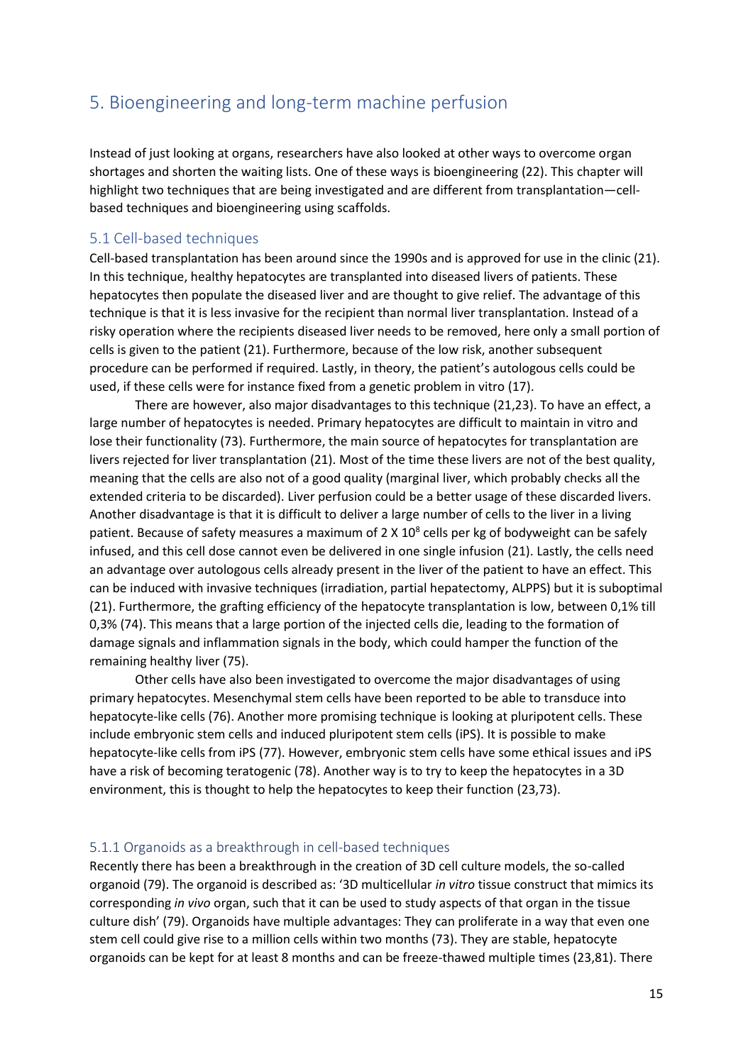# 5. Bioengineering and long-term machine perfusion

Instead of just looking at organs, researchers have also looked at other ways to overcome organ shortages and shorten the waiting lists. One of these ways is bioengineering (22). This chapter will highlight two techniques that are being investigated and are different from transplantation—cell-based techniques and bioengineering using scaffolds.

## 5.1 Cell-based techniques

Cell-based transplantation has been around since the 1990s and is approved for use in the clinic (21). In this technique, healthy hepatocytes are transplanted into diseased livers of patients. These hepatocytes then populate the diseased liver and are thought to give relief. The advantage of this technique is that it is less invasive for the recipient than normal liver transplantation. Instead of a risky operation where the recipients diseased liver needs to be removed, here only a small portion of cells is given to the patient (21). Furthermore, because of the low risk, another subsequent procedure can be performed if required. Lastly, in theory, the patient's autologous cells could be used, if these cells were for instance fixed from a genetic problem in vitro (17).

There are however, also major disadvantages to this technique (21,23). To have an effect, a large number of hepatocytes is needed. Primary hepatocytes are difficult to maintain in vitro and lose their functionality (73). Furthermore, the main source of hepatocytes for transplantation are livers rejected for liver transplantation (21). Most of the time these livers are not of the best quality, meaning that the cells are also not of a good quality (marginal liver, which probably checks all the extended criteria to be discarded). Liver perfusion could be a better usage of these discarded livers. Another disadvantage is that it is difficult to deliver a large number of cells to the liver in a living patient. Because of safety measures a maximum of $2 \times 10^8$ cells per kg of bodyweight can be safely infused, and this cell dose cannot even be delivered in one single infusion (21). Lastly, the cells need an advantage over autologous cells already present in the liver of the patient to have an effect. This can be induced with invasive techniques (irradiation, partial hepatectomy, ALPPS) but it is suboptimal (21). Furthermore, the grafting efficiency of the hepatocyte transplantation is low, between 0,1% till 0,3% (74). This means that a large portion of the injected cells die, leading to the formation of damage signals and inflammation signals in the body, which could hamper the function of the remaining healthy liver (75).

Other cells have also been investigated to overcome the major disadvantages of using primary hepatocytes. Mesenchymal stem cells have been reported to be able to transduce into hepatocyte-like cells (76). Another more promising technique is looking at pluripotent cells. These include embryonic stem cells and induced pluripotent stem cells (iPS). It is possible to make hepatocyte-like cells from iPS (77). However, embryonic stem cells have some ethical issues and iPS have a risk of becoming teratogenic (78). Another way is to try to keep the hepatocytes in a 3D environment, this is thought to help the hepatocytes to keep their function (23,73).

### 5.1.1 Organoids as a breakthrough in cell-based techniques

Recently there has been a breakthrough in the creation of 3D cell culture models, the so-called organoid (79). The organoid is described as: '3D multicellular *in vitro* tissue construct that mimics its corresponding *in vivo* organ, such that it can be used to study aspects of that organ in the tissue culture dish' (79). Organoids have multiple advantages: They can proliferate in a way that even one stem cell could give rise to a million cells within two months (73). They are stable, hepatocyte organoids can be kept for at least 8 months and can be freeze-thawed multiple times (23,81). There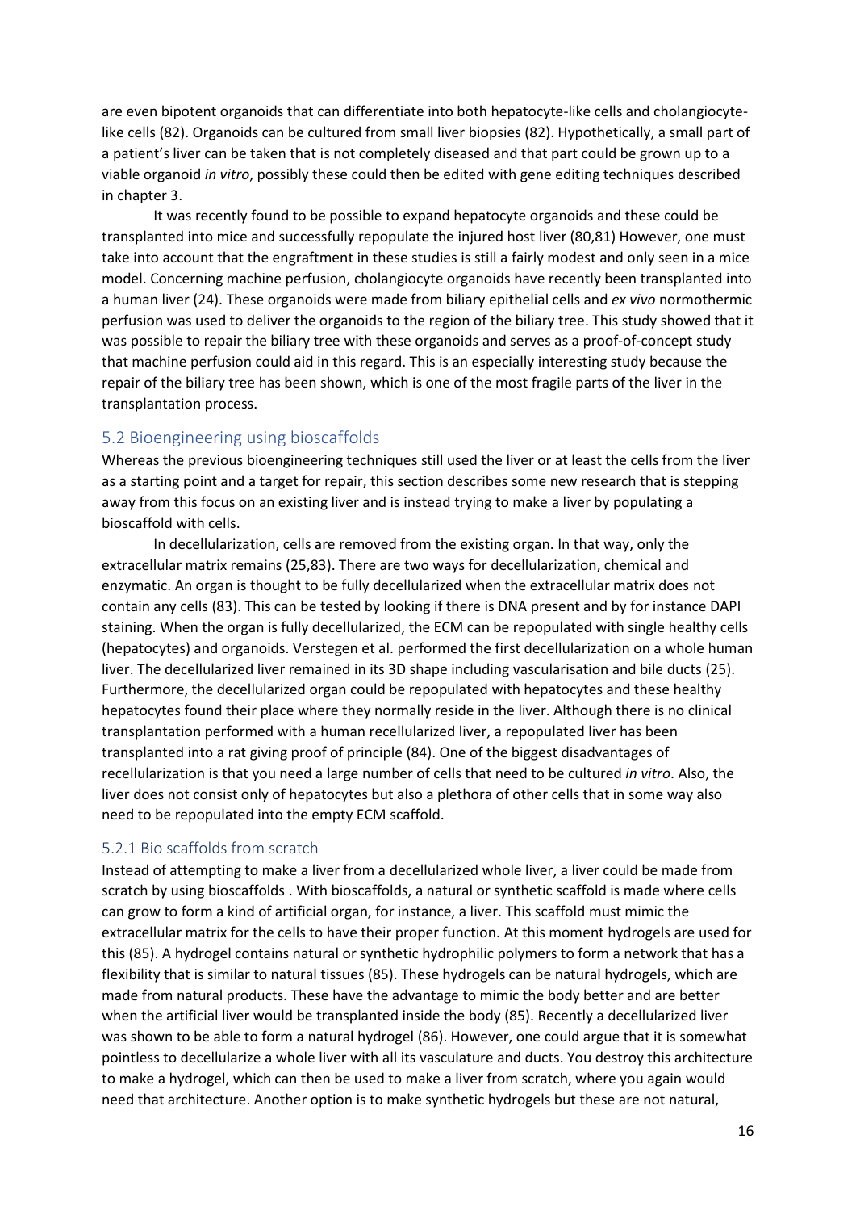are even bipotent organoids that can differentiate into both hepatocyte-like cells and cholangiocyte-like cells (82). Organoids can be cultured from small liver biopsies (82). Hypothetically, a small part of a patient's liver can be taken that is not completely diseased and that part could be grown up to a viable organoid *in vitro*, possibly these could then be edited with gene editing techniques described in chapter 3.

It was recently found to be possible to expand hepatocyte organoids and these could be transplanted into mice and successfully repopulate the injured host liver (80,81) However, one must take into account that the engraftment in these studies is still a fairly modest and only seen in a mice model. Concerning machine perfusion, cholangiocyte organoids have recently been transplanted into a human liver (24). These organoids were made from biliary epithelial cells and *ex vivo* normothermic perfusion was used to deliver the organoids to the region of the biliary tree. This study showed that it was possible to repair the biliary tree with these organoids and serves as a proof-of-concept study that machine perfusion could aid in this regard. This is an especially interesting study because the repair of the biliary tree has been shown, which is one of the most fragile parts of the liver in the transplantation process.

## 5.2 Bioengineering using bioscaffolds

Whereas the previous bioengineering techniques still used the liver or at least the cells from the liver as a starting point and a target for repair, this section describes some new research that is stepping away from this focus on an existing liver and is instead trying to make a liver by populating a bioscaffold with cells.

In decellularization, cells are removed from the existing organ. In that way, only the extracellular matrix remains (25,83). There are two ways for decellularization, chemical and enzymatic. An organ is thought to be fully decellularized when the extracellular matrix does not contain any cells (83). This can be tested by looking if there is DNA present and by for instance DAPI staining. When the organ is fully decellularized, the ECM can be repopulated with single healthy cells (hepatocytes) and organoids. Verstegen et al. performed the first decellularization on a whole human liver. The decellularized liver remained in its 3D shape including vascularisation and bile ducts (25). Furthermore, the decellularized organ could be repopulated with hepatocytes and these healthy hepatocytes found their place where they normally reside in the liver. Although there is no clinical transplantation performed with a human recellularized liver, a repopulated liver has been transplanted into a rat giving proof of principle (84). One of the biggest disadvantages of recellularization is that you need a large number of cells that need to be cultured *in vitro*. Also, the liver does not consist only of hepatocytes but also a plethora of other cells that in some way also need to be repopulated into the empty ECM scaffold.

### 5.2.1 Bio scaffolds from scratch

Instead of attempting to make a liver from a decellularized whole liver, a liver could be made from scratch by using bioscaffolds . With bioscaffolds, a natural or synthetic scaffold is made where cells can grow to form a kind of artificial organ, for instance, a liver. This scaffold must mimic the extracellular matrix for the cells to have their proper function. At this moment hydrogels are used for this (85). A hydrogel contains natural or synthetic hydrophilic polymers to form a network that has a flexibility that is similar to natural tissues (85). These hydrogels can be natural hydrogels, which are made from natural products. These have the advantage to mimic the body better and are better when the artificial liver would be transplanted inside the body (85). Recently a decellularized liver was shown to be able to form a natural hydrogel (86). However, one could argue that it is somewhat pointless to decellularize a whole liver with all its vasculature and ducts. You destroy this architecture to make a hydrogel, which can then be used to make a liver from scratch, where you again would need that architecture. Another option is to make synthetic hydrogels but these are not natural,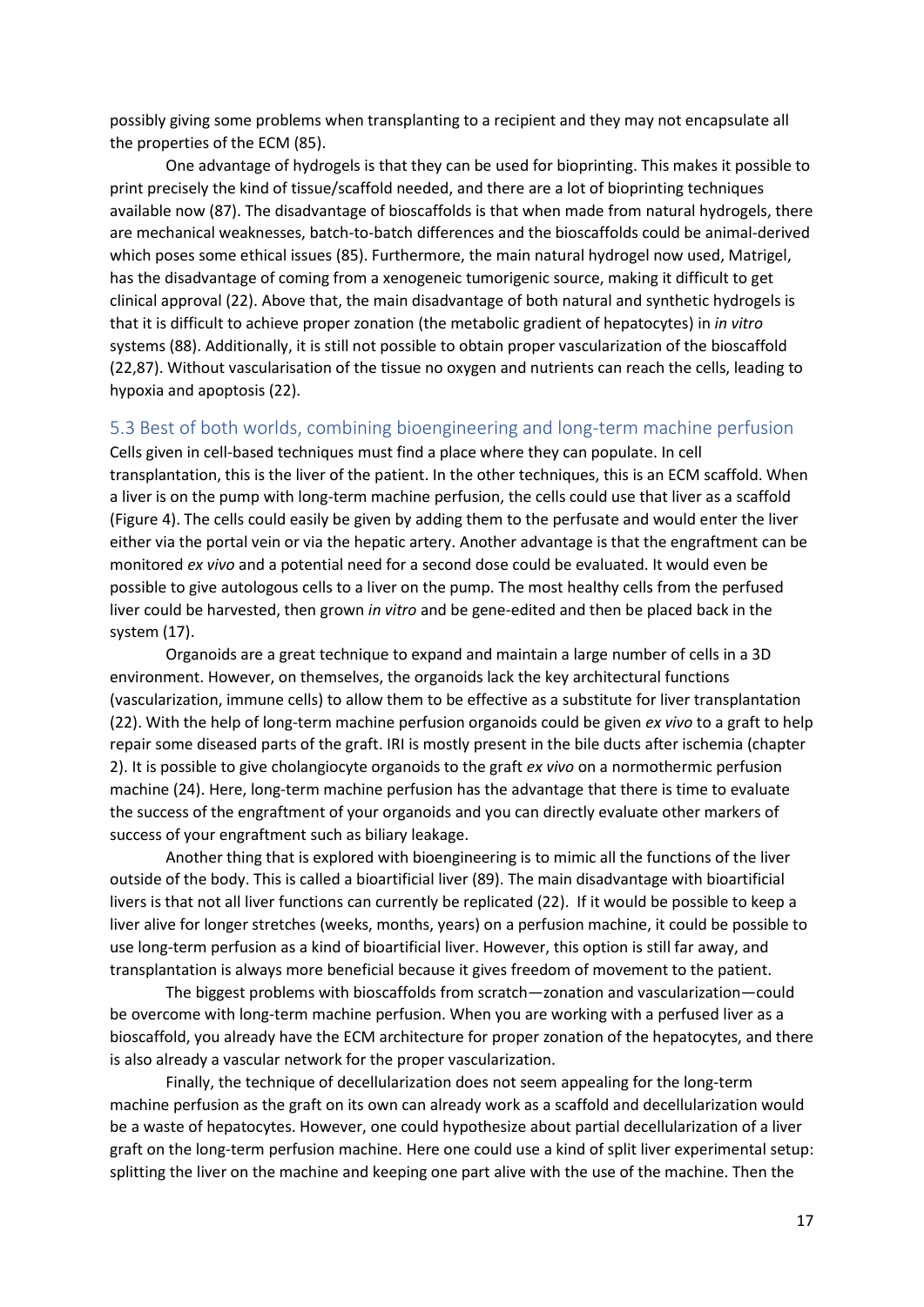possibly giving some problems when transplanting to a recipient and they may not encapsulate all the properties of the ECM (85).

One advantage of hydrogels is that they can be used for bioprinting. This makes it possible to print precisely the kind of tissue/scaffold needed, and there are a lot of bioprinting techniques available now (87). The disadvantage of bioscaffolds is that when made from natural hydrogels, there are mechanical weaknesses, batch-to-batch differences and the bioscaffolds could be animal-derived which poses some ethical issues (85). Furthermore, the main natural hydrogel now used, Matrigel, has the disadvantage of coming from a xenogeneic tumorigenic source, making it difficult to get clinical approval (22). Above that, the main disadvantage of both natural and synthetic hydrogels is that it is difficult to achieve proper zonation (the metabolic gradient of hepatocytes) in *in vitro* systems (88). Additionally, it is still not possible to obtain proper vascularization of the bioscaffold (22,87). Without vascularisation of the tissue no oxygen and nutrients can reach the cells, leading to hypoxia and apoptosis (22).

## 5.3 Best of both worlds, combining bioengineering and long-term machine perfusion

Cells given in cell-based techniques must find a place where they can populate. In cell transplantation, this is the liver of the patient. In the other techniques, this is an ECM scaffold. When a liver is on the pump with long-term machine perfusion, the cells could use that liver as a scaffold (Figure 4). The cells could easily be given by adding them to the perfusate and would enter the liver either via the portal vein or via the hepatic artery. Another advantage is that the engraftment can be monitored *ex vivo* and a potential need for a second dose could be evaluated. It would even be possible to give autologous cells to a liver on the pump. The most healthy cells from the perfused liver could be harvested, then grown *in vitro* and be gene-edited and then be placed back in the system (17).

Organoids are a great technique to expand and maintain a large number of cells in a 3D environment. However, on themselves, the organoids lack the key architectural functions (vascularization, immune cells) to allow them to be effective as a substitute for liver transplantation (22). With the help of long-term machine perfusion organoids could be given *ex vivo* to a graft to help repair some diseased parts of the graft. IRI is mostly present in the bile ducts after ischemia (chapter 2). It is possible to give cholangiocyte organoids to the graft *ex vivo* on a normothermic perfusion machine (24). Here, long-term machine perfusion has the advantage that there is time to evaluate the success of the engraftment of your organoids and you can directly evaluate other markers of success of your engraftment such as biliary leakage.

Another thing that is explored with bioengineering is to mimic all the functions of the liver outside of the body. This is called a bioartificial liver (89). The main disadvantage with bioartificial livers is that not all liver functions can currently be replicated (22). If it would be possible to keep a liver alive for longer stretches (weeks, months, years) on a perfusion machine, it could be possible to use long-term perfusion as a kind of bioartificial liver. However, this option is still far away, and transplantation is always more beneficial because it gives freedom of movement to the patient.

The biggest problems with bioscaffolds from scratch—zonation and vascularization—could be overcome with long-term machine perfusion. When you are working with a perfused liver as a bioscaffold, you already have the ECM architecture for proper zonation of the hepatocytes, and there is also already a vascular network for the proper vascularization.

Finally, the technique of decellularization does not seem appealing for the long-term machine perfusion as the graft on its own can already work as a scaffold and decellularization would be a waste of hepatocytes. However, one could hypothesize about partial decellularization of a liver graft on the long-term perfusion machine. Here one could use a kind of split liver experimental setup: splitting the liver on the machine and keeping one part alive with the use of the machine. Then the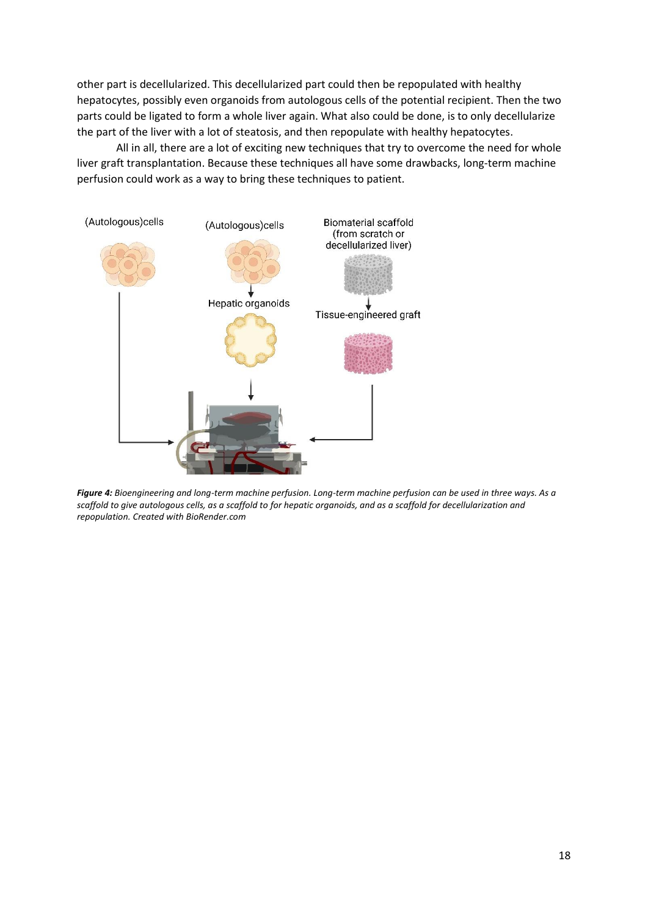other part is decellularized. This decellularized part could then be repopulated with healthy hepatocytes, possibly even organoids from autologous cells of the potential recipient. Then the two parts could be ligated to form a whole liver again. What also could be done, is to only decellularize the part of the liver with a lot of steatosis, and then repopulate with healthy hepatocytes.

All in all, there are a lot of exciting new techniques that try to overcome the need for whole liver graft transplantation. Because these techniques all have some drawbacks, long-term machine perfusion could work as a way to bring these techniques to patient.

***Figure 4:*** *Bioengineering and long-term machine perfusion. Long-term machine perfusion can be used in three ways. As a scaffold to give autologous cells, as a scaffold to for hepatic organoids, and as a scaffold for decellularization and repopulation. Created with BioRender.com*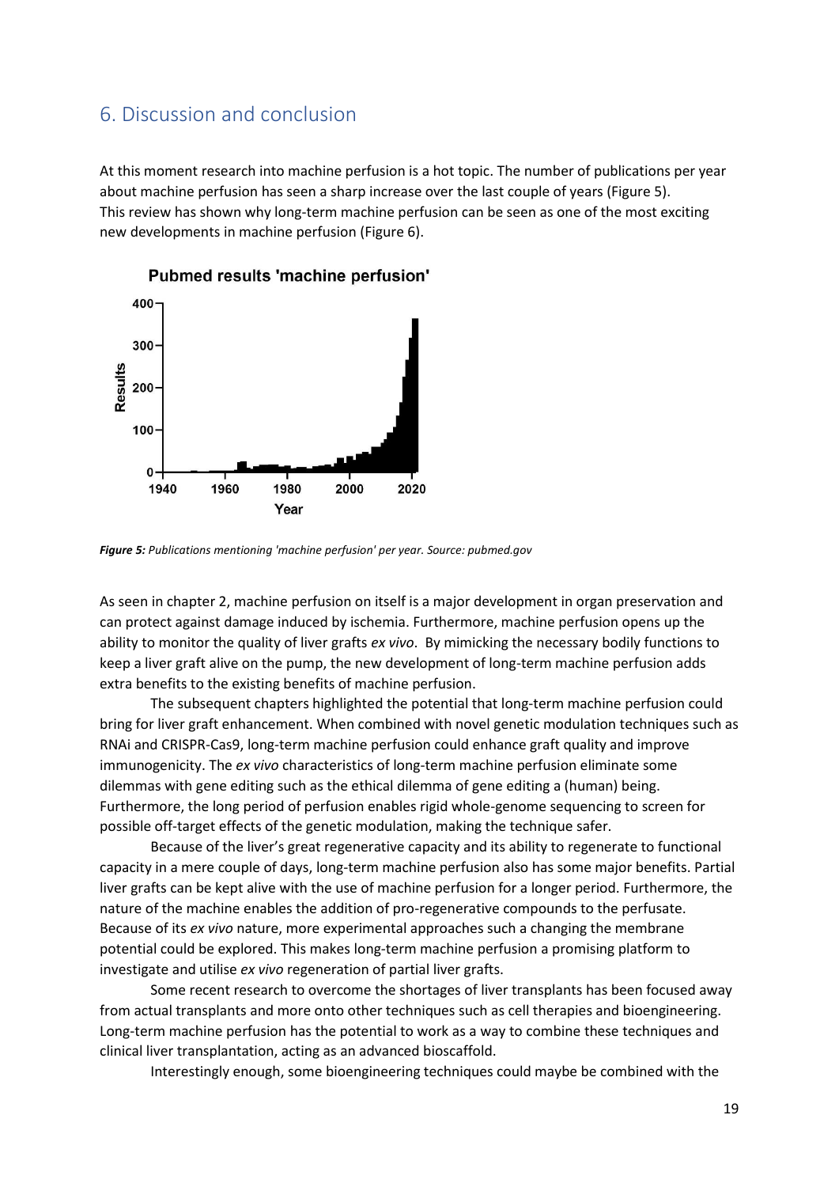## 6. Discussion and conclusion

At this moment research into machine perfusion is a hot topic. The number of publications per year about machine perfusion has seen a sharp increase over the last couple of years (Figure 5). This review has shown why long-term machine perfusion can be seen as one of the most exciting new developments in machine perfusion (Figure 6).

***Figure 5:*** *Publications mentioning 'machine perfusion' per year. Source: pubmed.gov*

As seen in chapter 2, machine perfusion on itself is a major development in organ preservation and can protect against damage induced by ischemia. Furthermore, machine perfusion opens up the ability to monitor the quality of liver grafts *ex vivo*. By mimicking the necessary bodily functions to keep a liver graft alive on the pump, the new development of long-term machine perfusion adds extra benefits to the existing benefits of machine perfusion.

The subsequent chapters highlighted the potential that long-term machine perfusion could bring for liver graft enhancement. When combined with novel genetic modulation techniques such as RNAi and CRISPR-Cas9, long-term machine perfusion could enhance graft quality and improve immunogenicity. The *ex vivo* characteristics of long-term machine perfusion eliminate some dilemmas with gene editing such as the ethical dilemma of gene editing a (human) being. Furthermore, the long period of perfusion enables rigid whole-genome sequencing to screen for possible off-target effects of the genetic modulation, making the technique safer.

Because of the liver's great regenerative capacity and its ability to regenerate to functional capacity in a mere couple of days, long-term machine perfusion also has some major benefits. Partial liver grafts can be kept alive with the use of machine perfusion for a longer period. Furthermore, the nature of the machine enables the addition of pro-regenerative compounds to the perfusate. Because of its *ex vivo* nature, more experimental approaches such a changing the membrane potential could be explored. This makes long-term machine perfusion a promising platform to investigate and utilise *ex vivo* regeneration of partial liver grafts.

Some recent research to overcome the shortages of liver transplants has been focused away from actual transplants and more onto other techniques such as cell therapies and bioengineering. Long-term machine perfusion has the potential to work as a way to combine these techniques and clinical liver transplantation, acting as an advanced bioscaffold.

Interestingly enough, some bioengineering techniques could maybe be combined with the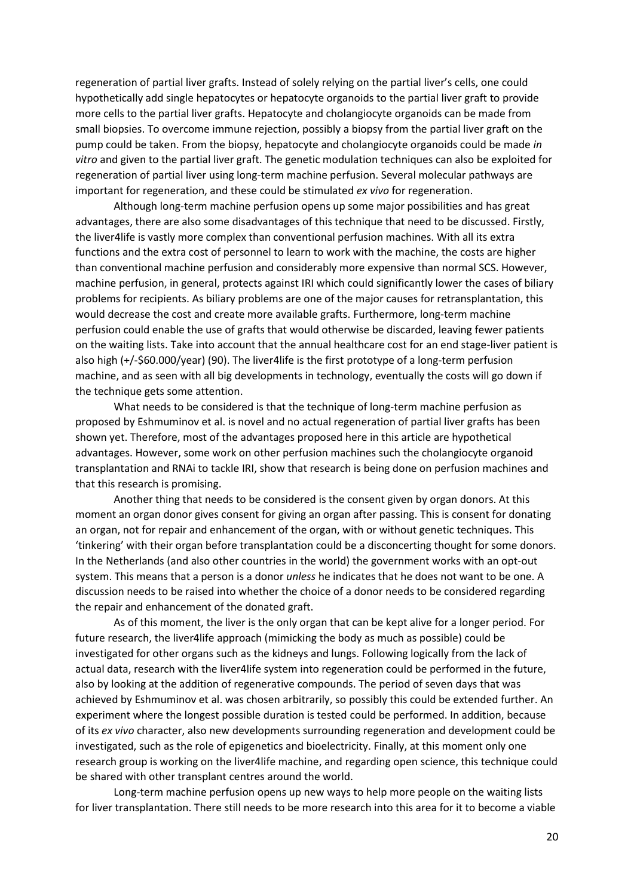regeneration of partial liver grafts. Instead of solely relying on the partial liver's cells, one could hypothetically add single hepatocytes or hepatocyte organoids to the partial liver graft to provide more cells to the partial liver grafts. Hepatocyte and cholangiocyte organoids can be made from small biopsies. To overcome immune rejection, possibly a biopsy from the partial liver graft on the pump could be taken. From the biopsy, hepatocyte and cholangiocyte organoids could be made *in vitro* and given to the partial liver graft. The genetic modulation techniques can also be exploited for regeneration of partial liver using long-term machine perfusion. Several molecular pathways are important for regeneration, and these could be stimulated *ex vivo* for regeneration.

Although long-term machine perfusion opens up some major possibilities and has great advantages, there are also some disadvantages of this technique that need to be discussed. Firstly, the liver4life is vastly more complex than conventional perfusion machines. With all its extra functions and the extra cost of personnel to learn to work with the machine, the costs are higher than conventional machine perfusion and considerably more expensive than normal SCS. However, machine perfusion, in general, protects against IRI which could significantly lower the cases of biliary problems for recipients. As biliary problems are one of the major causes for retransplantation, this would decrease the cost and create more available grafts. Furthermore, long-term machine perfusion could enable the use of grafts that would otherwise be discarded, leaving fewer patients on the waiting lists. Take into account that the annual healthcare cost for an end stage-liver patient is also high (+/-$60.000/year) (90). The liver4life is the first prototype of a long-term perfusion machine, and as seen with all big developments in technology, eventually the costs will go down if the technique gets some attention.

What needs to be considered is that the technique of long-term machine perfusion as proposed by Eshmuminov et al. is novel and no actual regeneration of partial liver grafts has been shown yet. Therefore, most of the advantages proposed here in this article are hypothetical advantages. However, some work on other perfusion machines such the cholangiocyte organoid transplantation and RNAi to tackle IRI, show that research is being done on perfusion machines and that this research is promising.

Another thing that needs to be considered is the consent given by organ donors. At this moment an organ donor gives consent for giving an organ after passing. This is consent for donating an organ, not for repair and enhancement of the organ, with or without genetic techniques. This 'tinkering' with their organ before transplantation could be a disconcerting thought for some donors. In the Netherlands (and also other countries in the world) the government works with an opt-out system. This means that a person is a donor *unless* he indicates that he does not want to be one. A discussion needs to be raised into whether the choice of a donor needs to be considered regarding the repair and enhancement of the donated graft.

As of this moment, the liver is the only organ that can be kept alive for a longer period. For future research, the liver4life approach (mimicking the body as much as possible) could be investigated for other organs such as the kidneys and lungs. Following logically from the lack of actual data, research with the liver4life system into regeneration could be performed in the future, also by looking at the addition of regenerative compounds. The period of seven days that was achieved by Eshmuminov et al. was chosen arbitrarily, so possibly this could be extended further. An experiment where the longest possible duration is tested could be performed. In addition, because of its *ex vivo* character, also new developments surrounding regeneration and development could be investigated, such as the role of epigenetics and bioelectricity. Finally, at this moment only one research group is working on the liver4life machine, and regarding open science, this technique could be shared with other transplant centres around the world.

Long-term machine perfusion opens up new ways to help more people on the waiting lists for liver transplantation. There still needs to be more research into this area for it to become a viable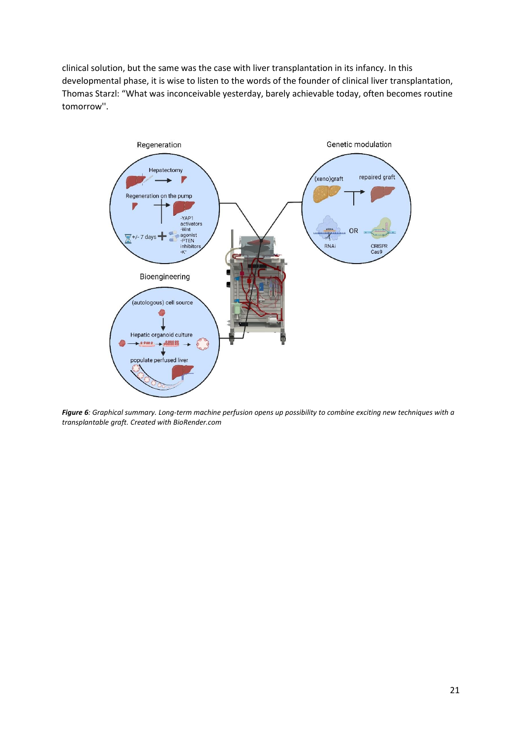clinical solution, but the same was the case with liver transplantation in its infancy. In this developmental phase, it is wise to listen to the words of the founder of clinical liver transplantation, Thomas Starzl: "What was inconceivable yesterday, barely achievable today, often becomes routine tomorrow''.

***Figure 6****: Graphical summary. Long-term machine perfusion opens up possibility to combine exciting new techniques with a transplantable graft. Created with BioRender.com*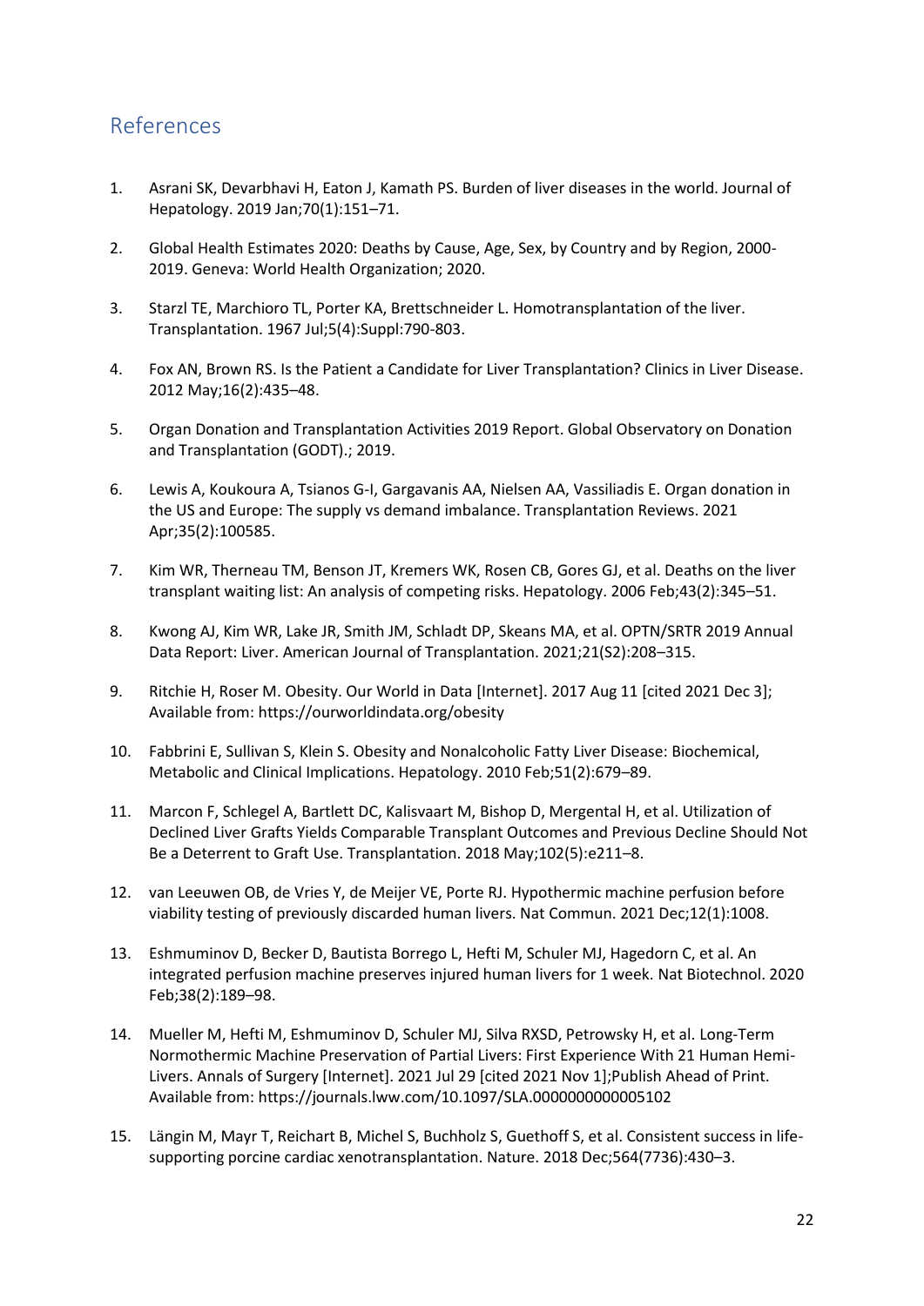## References

1. Asrani SK, Devarbhavi H, Eaton J, Kamath PS. Burden of liver diseases in the world. Journal of Hepatology. 2019 Jan;70(1):151–71.

2. Global Health Estimates 2020: Deaths by Cause, Age, Sex, by Country and by Region, 2000-2019. Geneva: World Health Organization; 2020.

3. Starzl TE, Marchioro TL, Porter KA, Brettschneider L. Homotransplantation of the liver. Transplantation. 1967 Jul;5(4):Suppl:790-803.

4. Fox AN, Brown RS. Is the Patient a Candidate for Liver Transplantation? Clinics in Liver Disease. 2012 May;16(2):435–48.

5. Organ Donation and Transplantation Activities 2019 Report. Global Observatory on Donation and Transplantation (GODT).; 2019.

6. Lewis A, Koukoura A, Tsianos G-I, Gargavanis AA, Nielsen AA, Vassiliadis E. Organ donation in the US and Europe: The supply vs demand imbalance. Transplantation Reviews. 2021 Apr;35(2):100585.

7. Kim WR, Therneau TM, Benson JT, Kremers WK, Rosen CB, Gores GJ, et al. Deaths on the liver transplant waiting list: An analysis of competing risks. Hepatology. 2006 Feb;43(2):345–51.

8. Kwong AJ, Kim WR, Lake JR, Smith JM, Schladt DP, Skeans MA, et al. OPTN/SRTR 2019 Annual Data Report: Liver. American Journal of Transplantation. 2021;21(S2):208–315.

9. Ritchie H, Roser M. Obesity. Our World in Data [Internet]. 2017 Aug 11 [cited 2021 Dec 3]; Available from: https://ourworldindata.org/obesity

10. Fabbrini E, Sullivan S, Klein S. Obesity and Nonalcoholic Fatty Liver Disease: Biochemical, Metabolic and Clinical Implications. Hepatology. 2010 Feb;51(2):679–89.

11. Marcon F, Schlegel A, Bartlett DC, Kalisvaart M, Bishop D, Mergental H, et al. Utilization of Declined Liver Grafts Yields Comparable Transplant Outcomes and Previous Decline Should Not Be a Deterrent to Graft Use. Transplantation. 2018 May;102(5):e211–8.

12. van Leeuwen OB, de Vries Y, de Meijer VE, Porte RJ. Hypothermic machine perfusion before viability testing of previously discarded human livers. Nat Commun. 2021 Dec;12(1):1008.

13. Eshmuminov D, Becker D, Bautista Borrego L, Hefti M, Schuler MJ, Hagedorn C, et al. An integrated perfusion machine preserves injured human livers for 1 week. Nat Biotechnol. 2020 Feb;38(2):189–98.

14. Mueller M, Hefti M, Eshmuminov D, Schuler MJ, Silva RXSD, Petrowsky H, et al. Long-Term Normothermic Machine Preservation of Partial Livers: First Experience With 21 Human Hemi-Livers. Annals of Surgery [Internet]. 2021 Jul 29 [cited 2021 Nov 1];Publish Ahead of Print. Available from: https://journals.lww.com/10.1097/SLA.0000000000005102

15. Längin M, Mayr T, Reichart B, Michel S, Buchholz S, Guethoff S, et al. Consistent success in life-supporting porcine cardiac xenotransplantation. Nature. 2018 Dec;564(7736):430–3.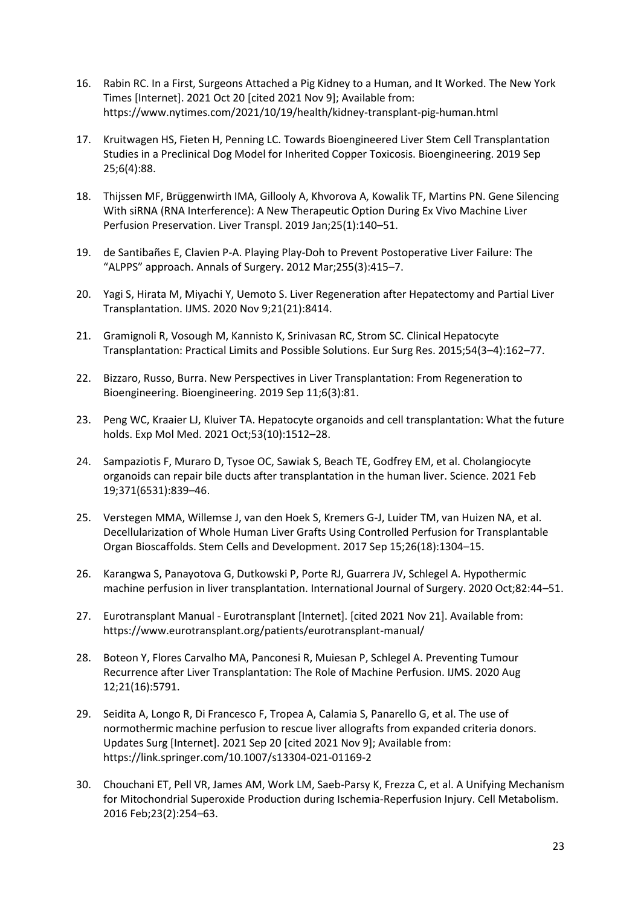16. Rabin RC. In a First, Surgeons Attached a Pig Kidney to a Human, and It Worked. The New York Times [Internet]. 2021 Oct 20 [cited 2021 Nov 9]; Available from: https://www.nytimes.com/2021/10/19/health/kidney-transplant-pig-human.html

17. Kruitwagen HS, Fieten H, Penning LC. Towards Bioengineered Liver Stem Cell Transplantation Studies in a Preclinical Dog Model for Inherited Copper Toxicosis. Bioengineering. 2019 Sep 25;6(4):88.

18. Thijssen MF, Brüggenwirth IMA, Gillooly A, Khvorova A, Kowalik TF, Martins PN. Gene Silencing With siRNA (RNA Interference): A New Therapeutic Option During Ex Vivo Machine Liver Perfusion Preservation. Liver Transpl. 2019 Jan;25(1):140–51.

19. de Santibañes E, Clavien P-A. Playing Play-Doh to Prevent Postoperative Liver Failure: The "ALPPS" approach. Annals of Surgery. 2012 Mar;255(3):415–7.

20. Yagi S, Hirata M, Miyachi Y, Uemoto S. Liver Regeneration after Hepatectomy and Partial Liver Transplantation. IJMS. 2020 Nov 9;21(21):8414.

21. Gramignoli R, Vosough M, Kannisto K, Srinivasan RC, Strom SC. Clinical Hepatocyte Transplantation: Practical Limits and Possible Solutions. Eur Surg Res. 2015;54(3–4):162–77.

22. Bizzaro, Russo, Burra. New Perspectives in Liver Transplantation: From Regeneration to Bioengineering. Bioengineering. 2019 Sep 11;6(3):81.

23. Peng WC, Kraaier LJ, Kluiver TA. Hepatocyte organoids and cell transplantation: What the future holds. Exp Mol Med. 2021 Oct;53(10):1512–28.

24. Sampaziotis F, Muraro D, Tysoe OC, Sawiak S, Beach TE, Godfrey EM, et al. Cholangiocyte organoids can repair bile ducts after transplantation in the human liver. Science. 2021 Feb 19;371(6531):839–46.

25. Verstegen MMA, Willemse J, van den Hoek S, Kremers G-J, Luider TM, van Huizen NA, et al. Decellularization of Whole Human Liver Grafts Using Controlled Perfusion for Transplantable Organ Bioscaffolds. Stem Cells and Development. 2017 Sep 15;26(18):1304–15.

26. Karangwa S, Panayotova G, Dutkowski P, Porte RJ, Guarrera JV, Schlegel A. Hypothermic machine perfusion in liver transplantation. International Journal of Surgery. 2020 Oct;82:44–51.

27. Eurotransplant Manual - Eurotransplant [Internet]. [cited 2021 Nov 21]. Available from: https://www.eurotransplant.org/patients/eurotransplant-manual/

28. Boteon Y, Flores Carvalho MA, Panconesi R, Muiesan P, Schlegel A. Preventing Tumour Recurrence after Liver Transplantation: The Role of Machine Perfusion. IJMS. 2020 Aug 12;21(16):5791.

29. Seidita A, Longo R, Di Francesco F, Tropea A, Calamia S, Panarello G, et al. The use of normothermic machine perfusion to rescue liver allografts from expanded criteria donors. Updates Surg [Internet]. 2021 Sep 20 [cited 2021 Nov 9]; Available from: https://link.springer.com/10.1007/s13304-021-01169-2

30. Chouchani ET, Pell VR, James AM, Work LM, Saeb-Parsy K, Frezza C, et al. A Unifying Mechanism for Mitochondrial Superoxide Production during Ischemia-Reperfusion Injury. Cell Metabolism. 2016 Feb;23(2):254–63.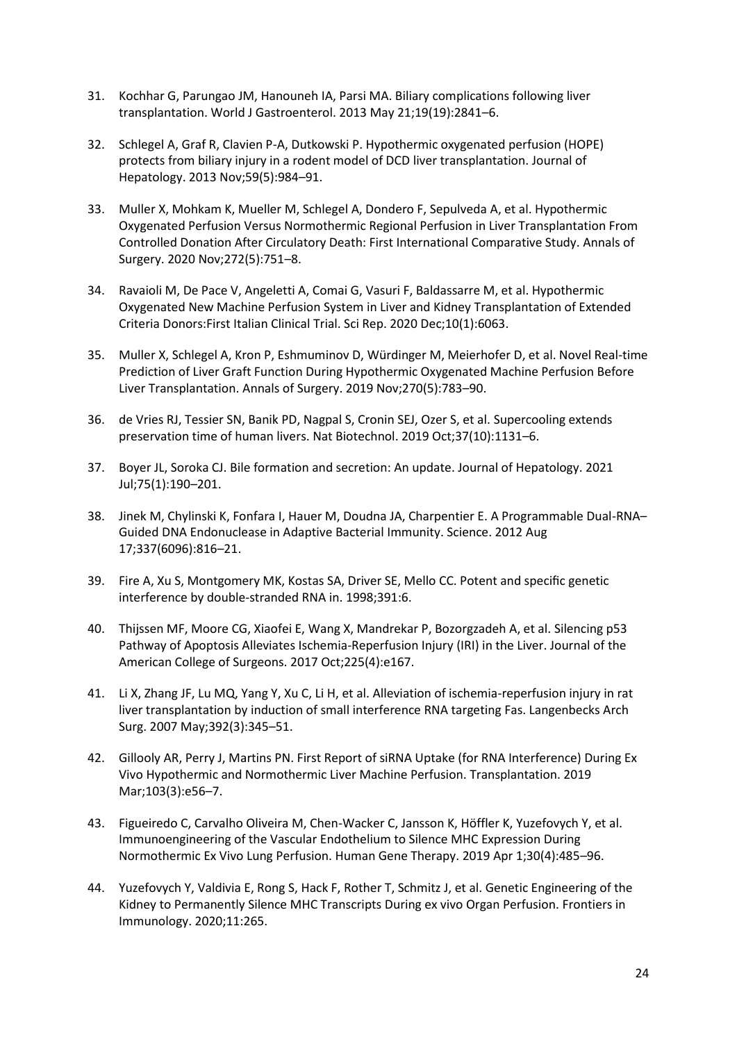31. Kochhar G, Parungao JM, Hanouneh IA, Parsi MA. Biliary complications following liver transplantation. World J Gastroenterol. 2013 May 21;19(19):2841–6.

32. Schlegel A, Graf R, Clavien P-A, Dutkowski P. Hypothermic oxygenated perfusion (HOPE) protects from biliary injury in a rodent model of DCD liver transplantation. Journal of Hepatology. 2013 Nov;59(5):984–91.

33. Muller X, Mohkam K, Mueller M, Schlegel A, Dondero F, Sepulveda A, et al. Hypothermic Oxygenated Perfusion Versus Normothermic Regional Perfusion in Liver Transplantation From Controlled Donation After Circulatory Death: First International Comparative Study. Annals of Surgery. 2020 Nov;272(5):751–8.

34. Ravaioli M, De Pace V, Angeletti A, Comai G, Vasuri F, Baldassarre M, et al. Hypothermic Oxygenated New Machine Perfusion System in Liver and Kidney Transplantation of Extended Criteria Donors:First Italian Clinical Trial. Sci Rep. 2020 Dec;10(1):6063.

35. Muller X, Schlegel A, Kron P, Eshmuminov D, Würdinger M, Meierhofer D, et al. Novel Real-time Prediction of Liver Graft Function During Hypothermic Oxygenated Machine Perfusion Before Liver Transplantation. Annals of Surgery. 2019 Nov;270(5):783–90.

36. de Vries RJ, Tessier SN, Banik PD, Nagpal S, Cronin SEJ, Ozer S, et al. Supercooling extends preservation time of human livers. Nat Biotechnol. 2019 Oct;37(10):1131–6.

37. Boyer JL, Soroka CJ. Bile formation and secretion: An update. Journal of Hepatology. 2021 Jul;75(1):190–201.

38. Jinek M, Chylinski K, Fonfara I, Hauer M, Doudna JA, Charpentier E. A Programmable Dual-RNA–Guided DNA Endonuclease in Adaptive Bacterial Immunity. Science. 2012 Aug 17;337(6096):816–21.

39. Fire A, Xu S, Montgomery MK, Kostas SA, Driver SE, Mello CC. Potent and specific genetic interference by double-stranded RNA in. 1998;391:6.

40. Thijssen MF, Moore CG, Xiaofei E, Wang X, Mandrekar P, Bozorgzadeh A, et al. Silencing p53 Pathway of Apoptosis Alleviates Ischemia-Reperfusion Injury (IRI) in the Liver. Journal of the American College of Surgeons. 2017 Oct;225(4):e167.

41. Li X, Zhang JF, Lu MQ, Yang Y, Xu C, Li H, et al. Alleviation of ischemia-reperfusion injury in rat liver transplantation by induction of small interference RNA targeting Fas. Langenbecks Arch Surg. 2007 May;392(3):345–51.

42. Gillooly AR, Perry J, Martins PN. First Report of siRNA Uptake (for RNA Interference) During Ex Vivo Hypothermic and Normothermic Liver Machine Perfusion. Transplantation. 2019 Mar;103(3):e56–7.

43. Figueiredo C, Carvalho Oliveira M, Chen-Wacker C, Jansson K, Höffler K, Yuzefovych Y, et al. Immunoengineering of the Vascular Endothelium to Silence MHC Expression During Normothermic Ex Vivo Lung Perfusion. Human Gene Therapy. 2019 Apr 1;30(4):485–96.

44. Yuzefovych Y, Valdivia E, Rong S, Hack F, Rother T, Schmitz J, et al. Genetic Engineering of the Kidney to Permanently Silence MHC Transcripts During ex vivo Organ Perfusion. Frontiers in Immunology. 2020;11:265.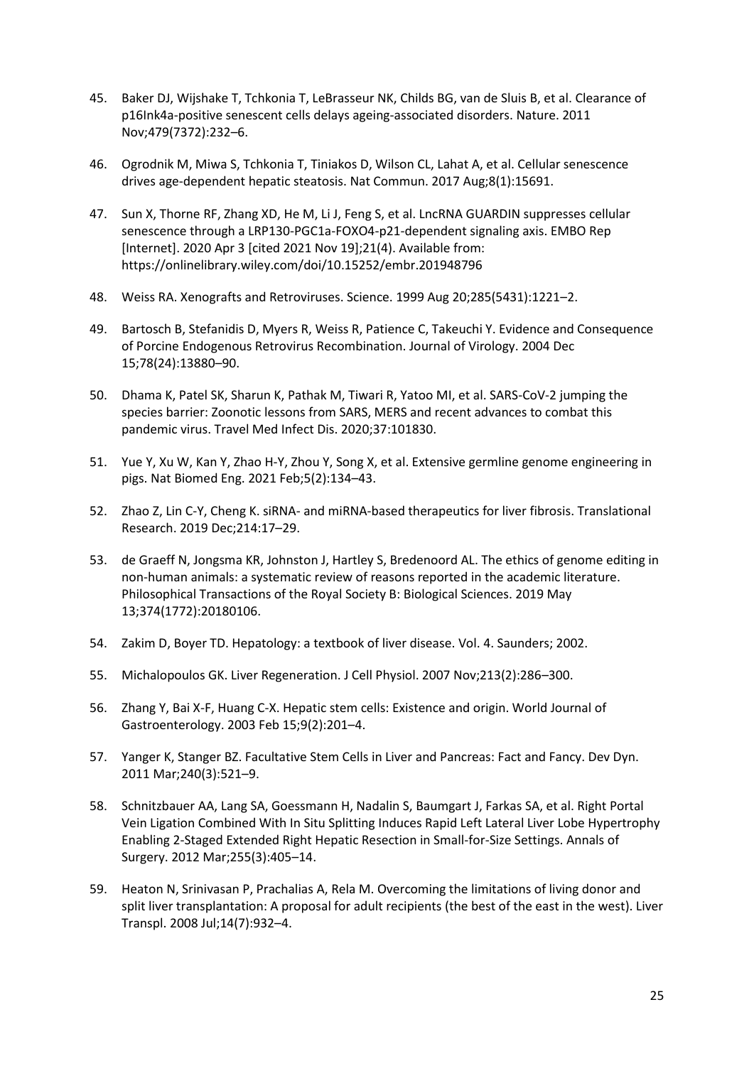45. Baker DJ, Wijshake T, Tchkonia T, LeBrasseur NK, Childs BG, van de Sluis B, et al. Clearance of p16Ink4a-positive senescent cells delays ageing-associated disorders. Nature. 2011 Nov;479(7372):232–6.

46. Ogrodnik M, Miwa S, Tchkonia T, Tiniakos D, Wilson CL, Lahat A, et al. Cellular senescence drives age-dependent hepatic steatosis. Nat Commun. 2017 Aug;8(1):15691.

47. Sun X, Thorne RF, Zhang XD, He M, Li J, Feng S, et al. LncRNA GUARDIN suppresses cellular senescence through a LRP130-PGC1a-FOXO4-p21-dependent signaling axis. EMBO Rep [Internet]. 2020 Apr 3 [cited 2021 Nov 19];21(4). Available from: https://onlinelibrary.wiley.com/doi/10.15252/embr.201948796

48. Weiss RA. Xenografts and Retroviruses. Science. 1999 Aug 20;285(5431):1221–2.

49. Bartosch B, Stefanidis D, Myers R, Weiss R, Patience C, Takeuchi Y. Evidence and Consequence of Porcine Endogenous Retrovirus Recombination. Journal of Virology. 2004 Dec 15;78(24):13880–90.

50. Dhama K, Patel SK, Sharun K, Pathak M, Tiwari R, Yatoo MI, et al. SARS-CoV-2 jumping the species barrier: Zoonotic lessons from SARS, MERS and recent advances to combat this pandemic virus. Travel Med Infect Dis. 2020;37:101830.

51. Yue Y, Xu W, Kan Y, Zhao H-Y, Zhou Y, Song X, et al. Extensive germline genome engineering in pigs. Nat Biomed Eng. 2021 Feb;5(2):134–43.

52. Zhao Z, Lin C-Y, Cheng K. siRNA- and miRNA-based therapeutics for liver fibrosis. Translational Research. 2019 Dec;214:17–29.

53. de Graeff N, Jongsma KR, Johnston J, Hartley S, Bredenoord AL. The ethics of genome editing in non-human animals: a systematic review of reasons reported in the academic literature. Philosophical Transactions of the Royal Society B: Biological Sciences. 2019 May 13;374(1772):20180106.

54. Zakim D, Boyer TD. Hepatology: a textbook of liver disease. Vol. 4. Saunders; 2002.

55. Michalopoulos GK. Liver Regeneration. J Cell Physiol. 2007 Nov;213(2):286–300.

56. Zhang Y, Bai X-F, Huang C-X. Hepatic stem cells: Existence and origin. World Journal of Gastroenterology. 2003 Feb 15;9(2):201–4.

57. Yanger K, Stanger BZ. Facultative Stem Cells in Liver and Pancreas: Fact and Fancy. Dev Dyn. 2011 Mar;240(3):521–9.

58. Schnitzbauer AA, Lang SA, Goessmann H, Nadalin S, Baumgart J, Farkas SA, et al. Right Portal Vein Ligation Combined With In Situ Splitting Induces Rapid Left Lateral Liver Lobe Hypertrophy Enabling 2-Staged Extended Right Hepatic Resection in Small-for-Size Settings. Annals of Surgery. 2012 Mar;255(3):405–14.

59. Heaton N, Srinivasan P, Prachalias A, Rela M. Overcoming the limitations of living donor and split liver transplantation: A proposal for adult recipients (the best of the east in the west). Liver Transpl. 2008 Jul;14(7):932–4.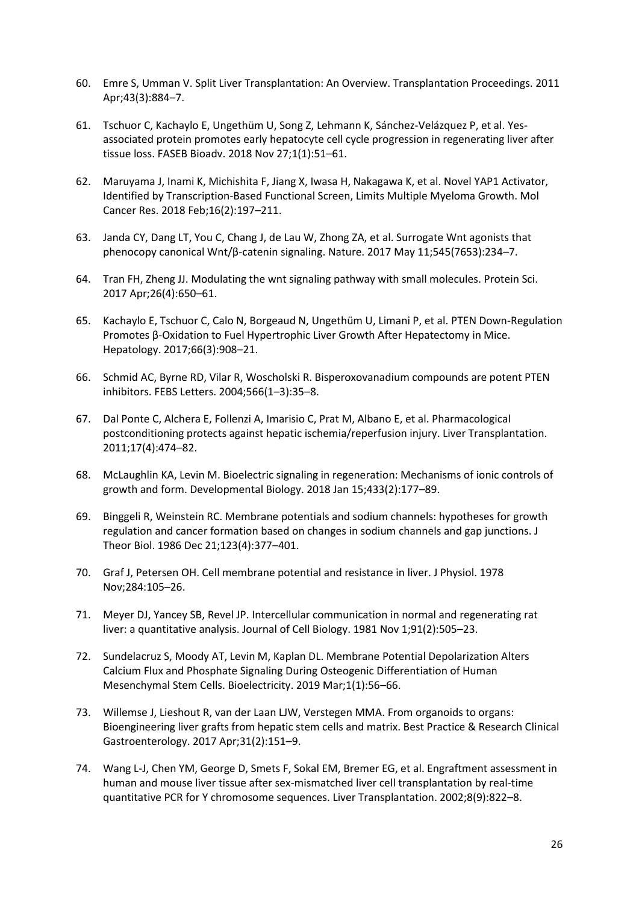60. Emre S, Umman V. Split Liver Transplantation: An Overview. Transplantation Proceedings. 2011 Apr;43(3):884–7.

61. Tschuor C, Kachaylo E, Ungethüm U, Song Z, Lehmann K, Sánchez-Velázquez P, et al. Yes-associated protein promotes early hepatocyte cell cycle progression in regenerating liver after tissue loss. FASEB Bioadv. 2018 Nov 27;1(1):51–61.

62. Maruyama J, Inami K, Michishita F, Jiang X, Iwasa H, Nakagawa K, et al. Novel YAP1 Activator, Identified by Transcription-Based Functional Screen, Limits Multiple Myeloma Growth. Mol Cancer Res. 2018 Feb;16(2):197–211.

63. Janda CY, Dang LT, You C, Chang J, de Lau W, Zhong ZA, et al. Surrogate Wnt agonists that phenocopy canonical Wnt/β-catenin signaling. Nature. 2017 May 11;545(7653):234–7.

64. Tran FH, Zheng JJ. Modulating the wnt signaling pathway with small molecules. Protein Sci. 2017 Apr;26(4):650–61.

65. Kachaylo E, Tschuor C, Calo N, Borgeaud N, Ungethüm U, Limani P, et al. PTEN Down-Regulation Promotes β-Oxidation to Fuel Hypertrophic Liver Growth After Hepatectomy in Mice. Hepatology. 2017;66(3):908–21.

66. Schmid AC, Byrne RD, Vilar R, Woscholski R. Bisperoxovanadium compounds are potent PTEN inhibitors. FEBS Letters. 2004;566(1–3):35–8.

67. Dal Ponte C, Alchera E, Follenzi A, Imarisio C, Prat M, Albano E, et al. Pharmacological postconditioning protects against hepatic ischemia/reperfusion injury. Liver Transplantation. 2011;17(4):474–82.

68. McLaughlin KA, Levin M. Bioelectric signaling in regeneration: Mechanisms of ionic controls of growth and form. Developmental Biology. 2018 Jan 15;433(2):177–89.

69. Binggeli R, Weinstein RC. Membrane potentials and sodium channels: hypotheses for growth regulation and cancer formation based on changes in sodium channels and gap junctions. J Theor Biol. 1986 Dec 21;123(4):377–401.

70. Graf J, Petersen OH. Cell membrane potential and resistance in liver. J Physiol. 1978 Nov;284:105–26.

71. Meyer DJ, Yancey SB, Revel JP. Intercellular communication in normal and regenerating rat liver: a quantitative analysis. Journal of Cell Biology. 1981 Nov 1;91(2):505–23.

72. Sundelacruz S, Moody AT, Levin M, Kaplan DL. Membrane Potential Depolarization Alters Calcium Flux and Phosphate Signaling During Osteogenic Differentiation of Human Mesenchymal Stem Cells. Bioelectricity. 2019 Mar;1(1):56–66.

73. Willemse J, Lieshout R, van der Laan LJW, Verstegen MMA. From organoids to organs: Bioengineering liver grafts from hepatic stem cells and matrix. Best Practice & Research Clinical Gastroenterology. 2017 Apr;31(2):151–9.

74. Wang L-J, Chen YM, George D, Smets F, Sokal EM, Bremer EG, et al. Engraftment assessment in human and mouse liver tissue after sex-mismatched liver cell transplantation by real-time quantitative PCR for Y chromosome sequences. Liver Transplantation. 2002;8(9):822–8.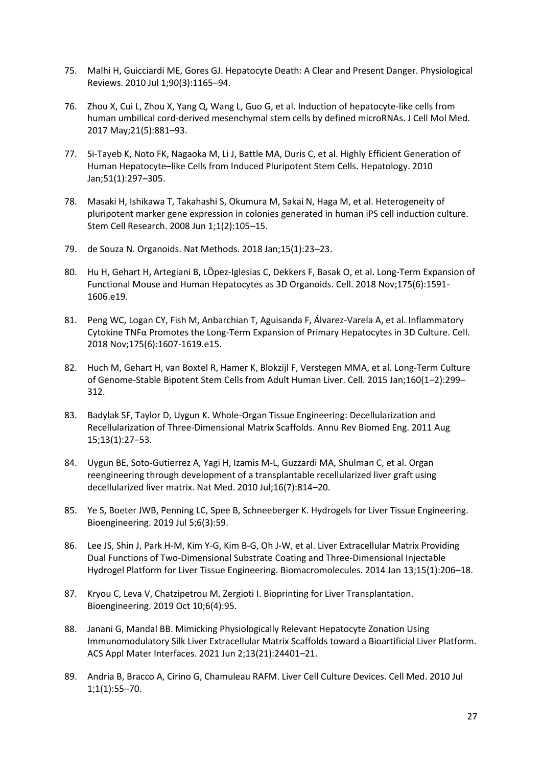75. Malhi H, Guicciardi ME, Gores GJ. Hepatocyte Death: A Clear and Present Danger. Physiological Reviews. 2010 Jul 1;90(3):1165–94.

76. Zhou X, Cui L, Zhou X, Yang Q, Wang L, Guo G, et al. Induction of hepatocyte-like cells from human umbilical cord-derived mesenchymal stem cells by defined microRNAs. J Cell Mol Med. 2017 May;21(5):881–93.

77. Si-Tayeb K, Noto FK, Nagaoka M, Li J, Battle MA, Duris C, et al. Highly Efficient Generation of Human Hepatocyte–like Cells from Induced Pluripotent Stem Cells. Hepatology. 2010 Jan;51(1):297–305.

78. Masaki H, Ishikawa T, Takahashi S, Okumura M, Sakai N, Haga M, et al. Heterogeneity of pluripotent marker gene expression in colonies generated in human iPS cell induction culture. Stem Cell Research. 2008 Jun 1;1(2):105–15.

79. de Souza N. Organoids. Nat Methods. 2018 Jan;15(1):23–23.

80. Hu H, Gehart H, Artegiani B, LÖpez-Iglesias C, Dekkers F, Basak O, et al. Long-Term Expansion of Functional Mouse and Human Hepatocytes as 3D Organoids. Cell. 2018 Nov;175(6):1591-1606.e19.

81. Peng WC, Logan CY, Fish M, Anbarchian T, Aguisanda F, Álvarez-Varela A, et al. Inflammatory Cytokine TNFα Promotes the Long-Term Expansion of Primary Hepatocytes in 3D Culture. Cell. 2018 Nov;175(6):1607-1619.e15.

82. Huch M, Gehart H, van Boxtel R, Hamer K, Blokzijl F, Verstegen MMA, et al. Long-Term Culture of Genome-Stable Bipotent Stem Cells from Adult Human Liver. Cell. 2015 Jan;160(1–2):299–312.

83. Badylak SF, Taylor D, Uygun K. Whole-Organ Tissue Engineering: Decellularization and Recellularization of Three-Dimensional Matrix Scaffolds. Annu Rev Biomed Eng. 2011 Aug 15;13(1):27–53.

84. Uygun BE, Soto-Gutierrez A, Yagi H, Izamis M-L, Guzzardi MA, Shulman C, et al. Organ reengineering through development of a transplantable recellularized liver graft using decellularized liver matrix. Nat Med. 2010 Jul;16(7):814–20.

85. Ye S, Boeter JWB, Penning LC, Spee B, Schneeberger K. Hydrogels for Liver Tissue Engineering. Bioengineering. 2019 Jul 5;6(3):59.

86. Lee JS, Shin J, Park H-M, Kim Y-G, Kim B-G, Oh J-W, et al. Liver Extracellular Matrix Providing Dual Functions of Two-Dimensional Substrate Coating and Three-Dimensional Injectable Hydrogel Platform for Liver Tissue Engineering. Biomacromolecules. 2014 Jan 13;15(1):206–18.

87. Kryou C, Leva V, Chatzipetrou M, Zergioti I. Bioprinting for Liver Transplantation. Bioengineering. 2019 Oct 10;6(4):95.

88. Janani G, Mandal BB. Mimicking Physiologically Relevant Hepatocyte Zonation Using Immunomodulatory Silk Liver Extracellular Matrix Scaffolds toward a Bioartificial Liver Platform. ACS Appl Mater Interfaces. 2021 Jun 2;13(21):24401–21.

89. Andria B, Bracco A, Cirino G, Chamuleau RAFM. Liver Cell Culture Devices. Cell Med. 2010 Jul 1;1(1):55–70.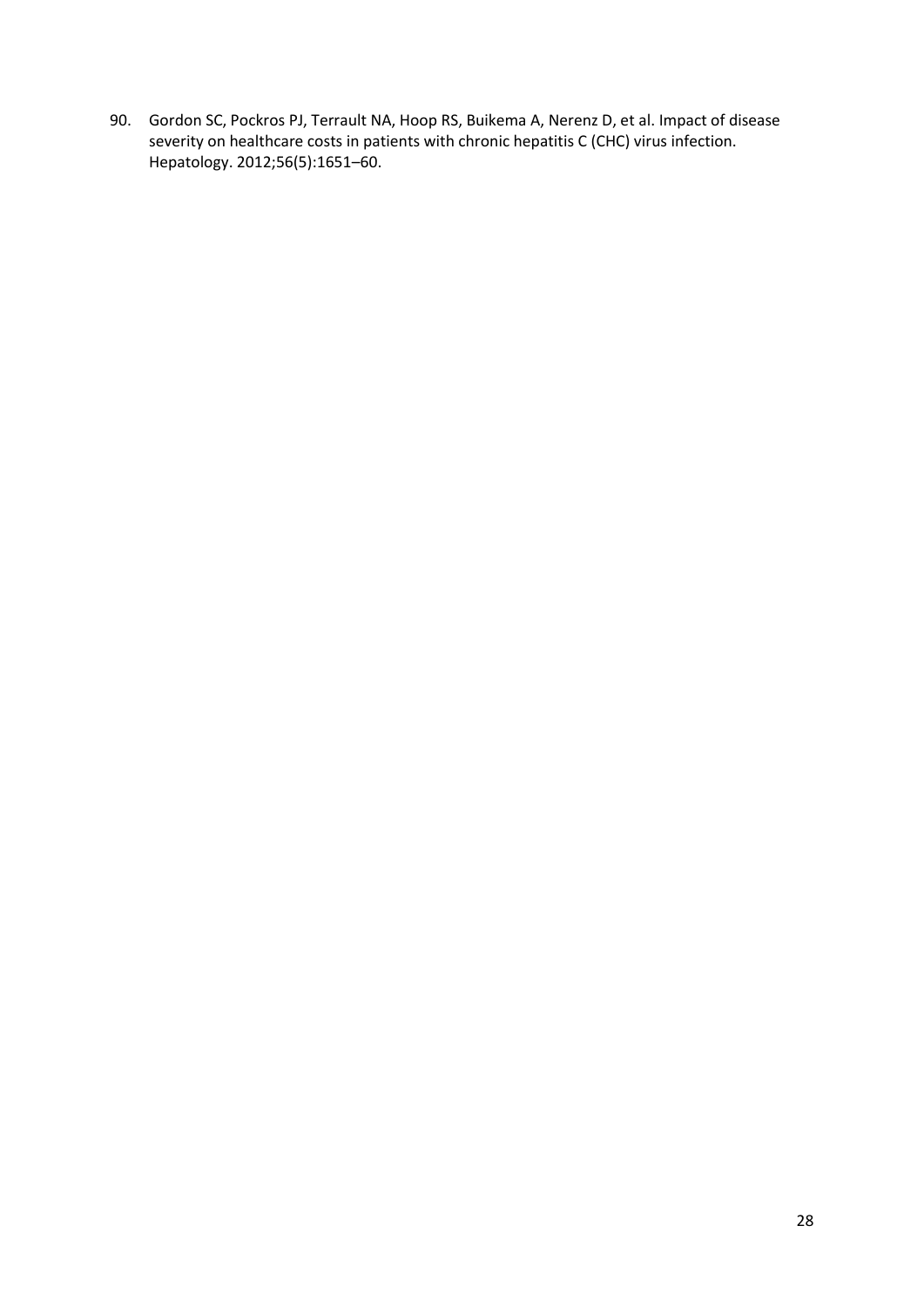90. Gordon SC, Pockros PJ, Terrault NA, Hoop RS, Buikema A, Nerenz D, et al. Impact of disease severity on healthcare costs in patients with chronic hepatitis C (CHC) virus infection. Hepatology. 2012;56(5):1651–60.